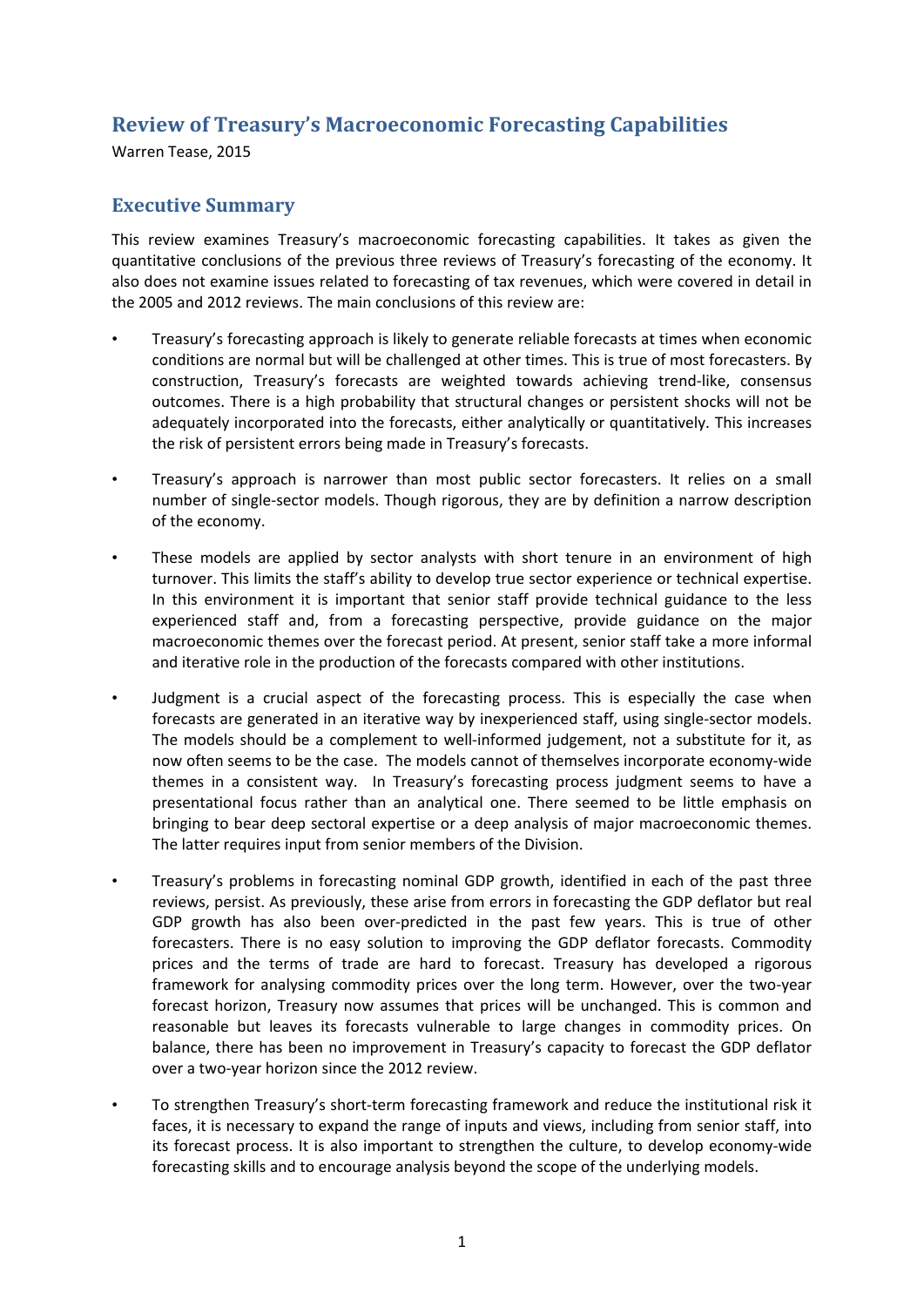# Review of Treasury's Macroeconomic Forecasting Capabilities

Warren Tease, 2015

## Executive Summary

This review examines Treasury's macroeconomic forecasting capabilities. It takes as given the quantitative conclusions of the previous three reviews of Treasury's forecasting of the economy. It also does not examine issues related to forecasting of tax revenues, which were covered in detail in the 2005 and 2012 reviews. The main conclusions of this review are:

- Treasury's forecasting approach is likely to generate reliable forecasts at times when economic conditions are normal but will be challenged at other times. This is true of most forecasters. By construction, Treasury's forecasts are weighted towards achieving trend-like, consensus outcomes. There is a high probability that structural changes or persistent shocks will not be adequately incorporated into the forecasts, either analytically or quantitatively. This increases the risk of persistent errors being made in Treasury's forecasts.

- Treasury's approach is narrower than most public sector forecasters. It relies on a small number of single-sector models. Though rigorous, they are by definition a narrow description of the economy.

- These models are applied by sector analysts with short tenure in an environment of high turnover. This limits the staff's ability to develop true sector experience or technical expertise. In this environment it is important that senior staff provide technical guidance to the less experienced staff and, from a forecasting perspective, provide guidance on the major macroeconomic themes over the forecast period. At present, senior staff take a more informal and iterative role in the production of the forecasts compared with other institutions.

- Judgment is a crucial aspect of the forecasting process. This is especially the case when forecasts are generated in an iterative way by inexperienced staff, using single-sector models. The models should be a complement to well-informed judgement, not a substitute for it, as now often seems to be the case. The models cannot of themselves incorporate economy-wide themes in a consistent way. In Treasury's forecasting process judgment seems to have a presentational focus rather than an analytical one. There seemed to be little emphasis on bringing to bear deep sectoral expertise or a deep analysis of major macroeconomic themes. The latter requires input from senior members of the Division.

- Treasury's problems in forecasting nominal GDP growth, identified in each of the past three reviews, persist. As previously, these arise from errors in forecasting the GDP deflator but real GDP growth has also been over-predicted in the past few years. This is true of other forecasters. There is no easy solution to improving the GDP deflator forecasts. Commodity prices and the terms of trade are hard to forecast. Treasury has developed a rigorous framework for analysing commodity prices over the long term. However, over the two-year forecast horizon, Treasury now assumes that prices will be unchanged. This is common and reasonable but leaves its forecasts vulnerable to large changes in commodity prices. On balance, there has been no improvement in Treasury's capacity to forecast the GDP deflator over a two-year horizon since the 2012 review.

- To strengthen Treasury's short-term forecasting framework and reduce the institutional risk it faces, it is necessary to expand the range of inputs and views, including from senior staff, into its forecast process. It is also important to strengthen the culture, to develop economy-wide forecasting skills and to encourage analysis beyond the scope of the underlying models.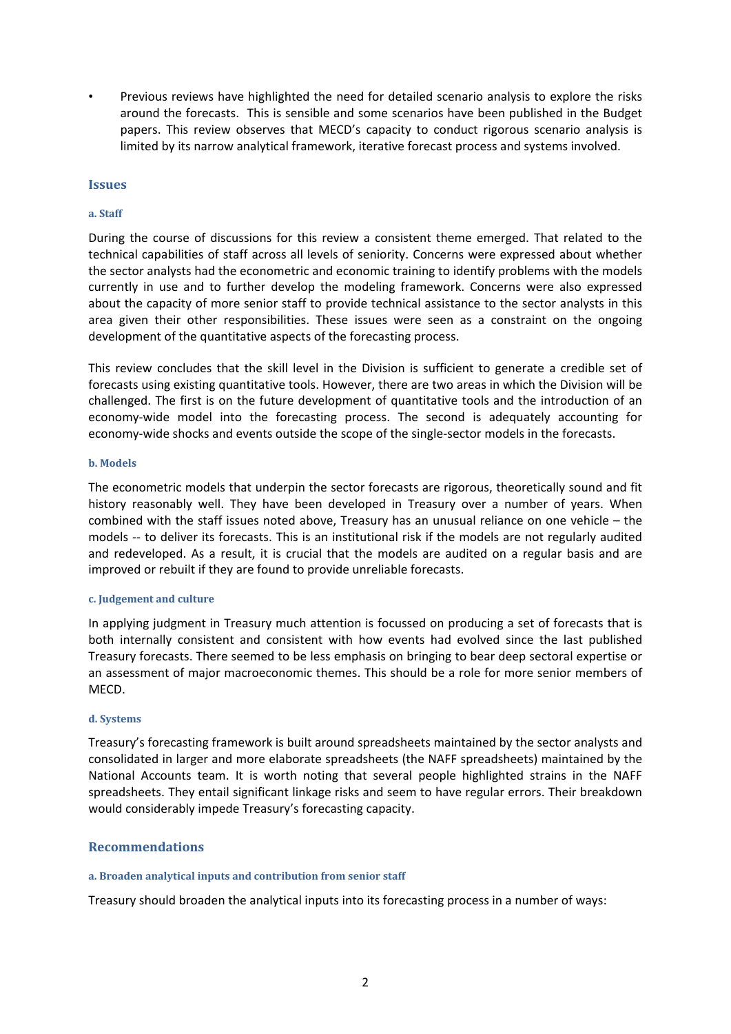- Previous reviews have highlighted the need for detailed scenario analysis to explore the risks around the forecasts. This is sensible and some scenarios have been published in the Budget papers. This review observes that MECD's capacity to conduct rigorous scenario analysis is limited by its narrow analytical framework, iterative forecast process and systems involved.

## Issues

#### a. Staff

During the course of discussions for this review a consistent theme emerged. That related to the technical capabilities of staff across all levels of seniority. Concerns were expressed about whether the sector analysts had the econometric and economic training to identify problems with the models currently in use and to further develop the modeling framework. Concerns were also expressed about the capacity of more senior staff to provide technical assistance to the sector analysts in this area given their other responsibilities. These issues were seen as a constraint on the ongoing development of the quantitative aspects of the forecasting process.

This review concludes that the skill level in the Division is sufficient to generate a credible set of forecasts using existing quantitative tools. However, there are two areas in which the Division will be challenged. The first is on the future development of quantitative tools and the introduction of an economy-wide model into the forecasting process. The second is adequately accounting for economy-wide shocks and events outside the scope of the single-sector models in the forecasts.

#### b. Models

The econometric models that underpin the sector forecasts are rigorous, theoretically sound and fit history reasonably well. They have been developed in Treasury over a number of years. When combined with the staff issues noted above, Treasury has an unusual reliance on one vehicle – the models -- to deliver its forecasts. This is an institutional risk if the models are not regularly audited and redeveloped. As a result, it is crucial that the models are audited on a regular basis and are improved or rebuilt if they are found to provide unreliable forecasts.

#### c. Judgement and culture

In applying judgment in Treasury much attention is focussed on producing a set of forecasts that is both internally consistent and consistent with how events had evolved since the last published Treasury forecasts. There seemed to be less emphasis on bringing to bear deep sectoral expertise or an assessment of major macroeconomic themes. This should be a role for more senior members of MECD.

#### d. Systems

Treasury's forecasting framework is built around spreadsheets maintained by the sector analysts and consolidated in larger and more elaborate spreadsheets (the NAFF spreadsheets) maintained by the National Accounts team. It is worth noting that several people highlighted strains in the NAFF spreadsheets. They entail significant linkage risks and seem to have regular errors. Their breakdown would considerably impede Treasury's forecasting capacity.

## Recommendations

#### a. Broaden analytical inputs and contribution from senior staff

Treasury should broaden the analytical inputs into its forecasting process in a number of ways: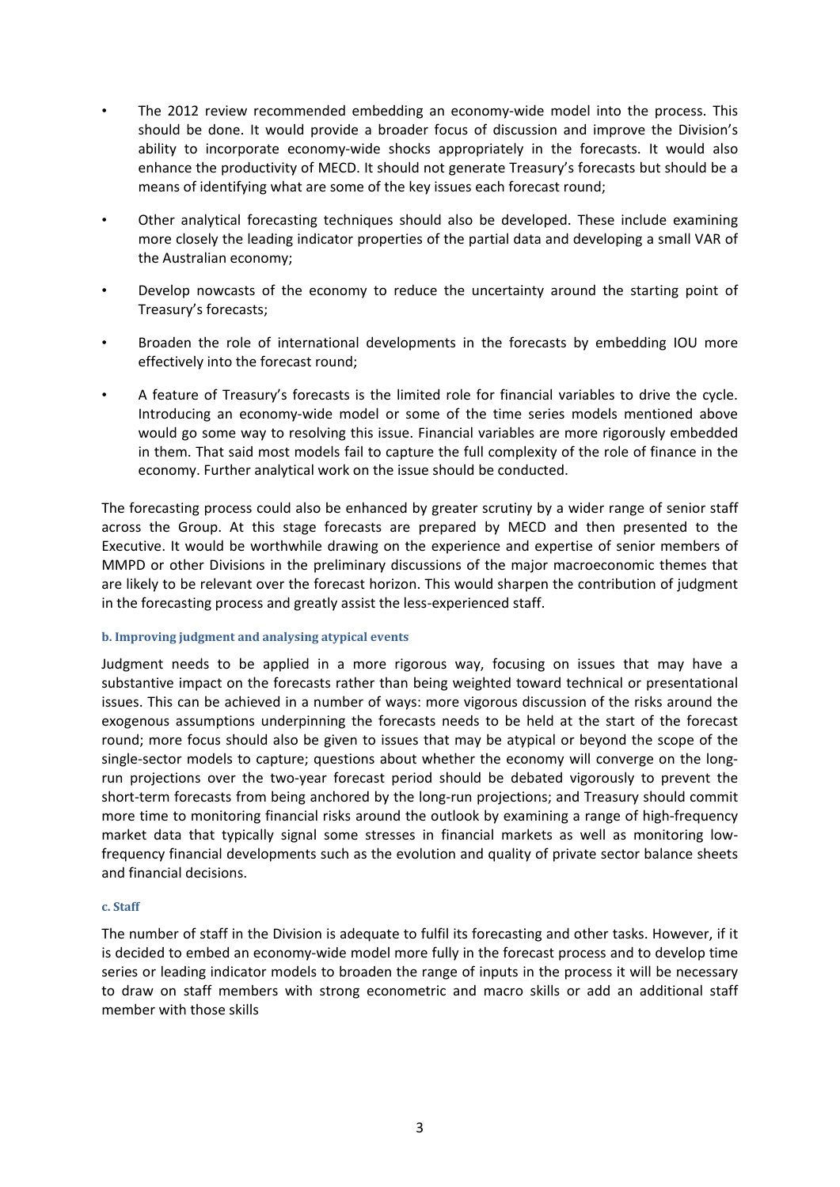- The 2012 review recommended embedding an economy-wide model into the process. This should be done. It would provide a broader focus of discussion and improve the Division's ability to incorporate economy-wide shocks appropriately in the forecasts. It would also enhance the productivity of MECD. It should not generate Treasury's forecasts but should be a means of identifying what are some of the key issues each forecast round;

- Other analytical forecasting techniques should also be developed. These include examining more closely the leading indicator properties of the partial data and developing a small VAR of the Australian economy;

- Develop nowcasts of the economy to reduce the uncertainty around the starting point of Treasury's forecasts;

- Broaden the role of international developments in the forecasts by embedding IOU more effectively into the forecast round;

- A feature of Treasury's forecasts is the limited role for financial variables to drive the cycle. Introducing an economy-wide model or some of the time series models mentioned above would go some way to resolving this issue. Financial variables are more rigorously embedded in them. That said most models fail to capture the full complexity of the role of finance in the economy. Further analytical work on the issue should be conducted.

The forecasting process could also be enhanced by greater scrutiny by a wider range of senior staff across the Group. At this stage forecasts are prepared by MECD and then presented to the Executive. It would be worthwhile drawing on the experience and expertise of senior members of MMPD or other Divisions in the preliminary discussions of the major macroeconomic themes that are likely to be relevant over the forecast horizon. This would sharpen the contribution of judgment in the forecasting process and greatly assist the less-experienced staff.

#### b. Improving judgment and analysing atypical events

Judgment needs to be applied in a more rigorous way, focusing on issues that may have a substantive impact on the forecasts rather than being weighted toward technical or presentational issues. This can be achieved in a number of ways: more vigorous discussion of the risks around the exogenous assumptions underpinning the forecasts needs to be held at the start of the forecast round; more focus should also be given to issues that may be atypical or beyond the scope of the single-sector models to capture; questions about whether the economy will converge on the long-run projections over the two-year forecast period should be debated vigorously to prevent the short-term forecasts from being anchored by the long-run projections; and Treasury should commit more time to monitoring financial risks around the outlook by examining a range of high-frequency market data that typically signal some stresses in financial markets as well as monitoring low-frequency financial developments such as the evolution and quality of private sector balance sheets and financial decisions.

#### c. Staff

The number of staff in the Division is adequate to fulfil its forecasting and other tasks. However, if it is decided to embed an economy-wide model more fully in the forecast process and to develop time series or leading indicator models to broaden the range of inputs in the process it will be necessary to draw on staff members with strong econometric and macro skills or add an additional staff member with those skills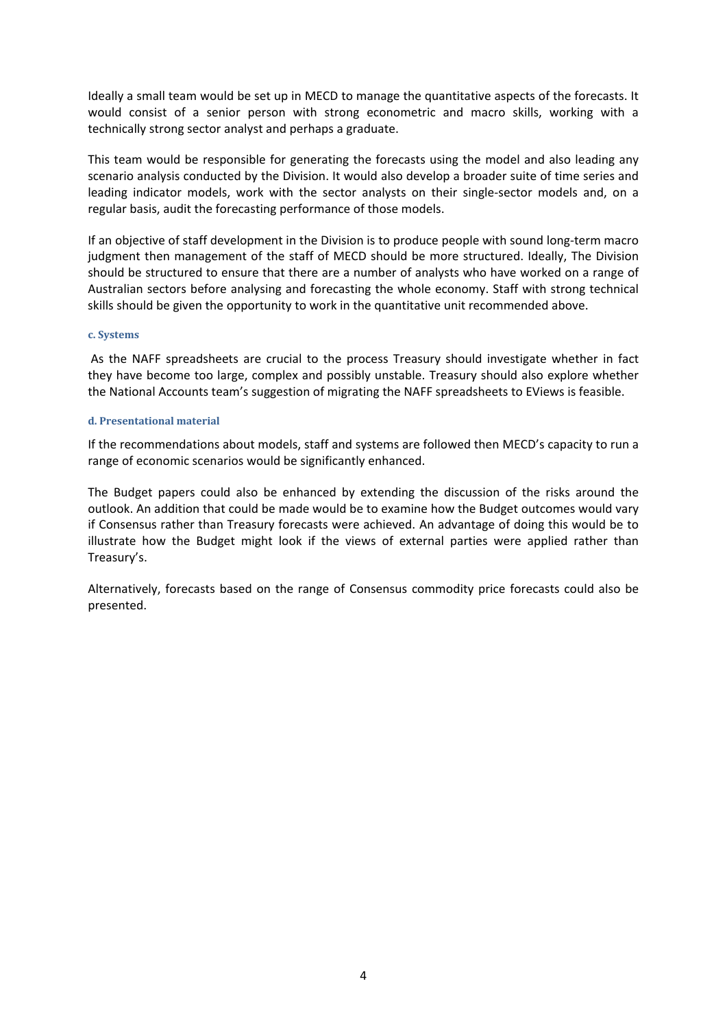Ideally a small team would be set up in MECD to manage the quantitative aspects of the forecasts. It would consist of a senior person with strong econometric and macro skills, working with a technically strong sector analyst and perhaps a graduate.

This team would be responsible for generating the forecasts using the model and also leading any scenario analysis conducted by the Division. It would also develop a broader suite of time series and leading indicator models, work with the sector analysts on their single-sector models and, on a regular basis, audit the forecasting performance of those models.

If an objective of staff development in the Division is to produce people with sound long-term macro judgment then management of the staff of MECD should be more structured. Ideally, The Division should be structured to ensure that there are a number of analysts who have worked on a range of Australian sectors before analysing and forecasting the whole economy. Staff with strong technical skills should be given the opportunity to work in the quantitative unit recommended above.

#### c. Systems

As the NAFF spreadsheets are crucial to the process Treasury should investigate whether in fact they have become too large, complex and possibly unstable. Treasury should also explore whether the National Accounts team's suggestion of migrating the NAFF spreadsheets to EViews is feasible.

#### d. Presentational material

If the recommendations about models, staff and systems are followed then MECD's capacity to run a range of economic scenarios would be significantly enhanced.

The Budget papers could also be enhanced by extending the discussion of the risks around the outlook. An addition that could be made would be to examine how the Budget outcomes would vary if Consensus rather than Treasury forecasts were achieved. An advantage of doing this would be to illustrate how the Budget might look if the views of external parties were applied rather than Treasury's.

Alternatively, forecasts based on the range of Consensus commodity price forecasts could also be presented.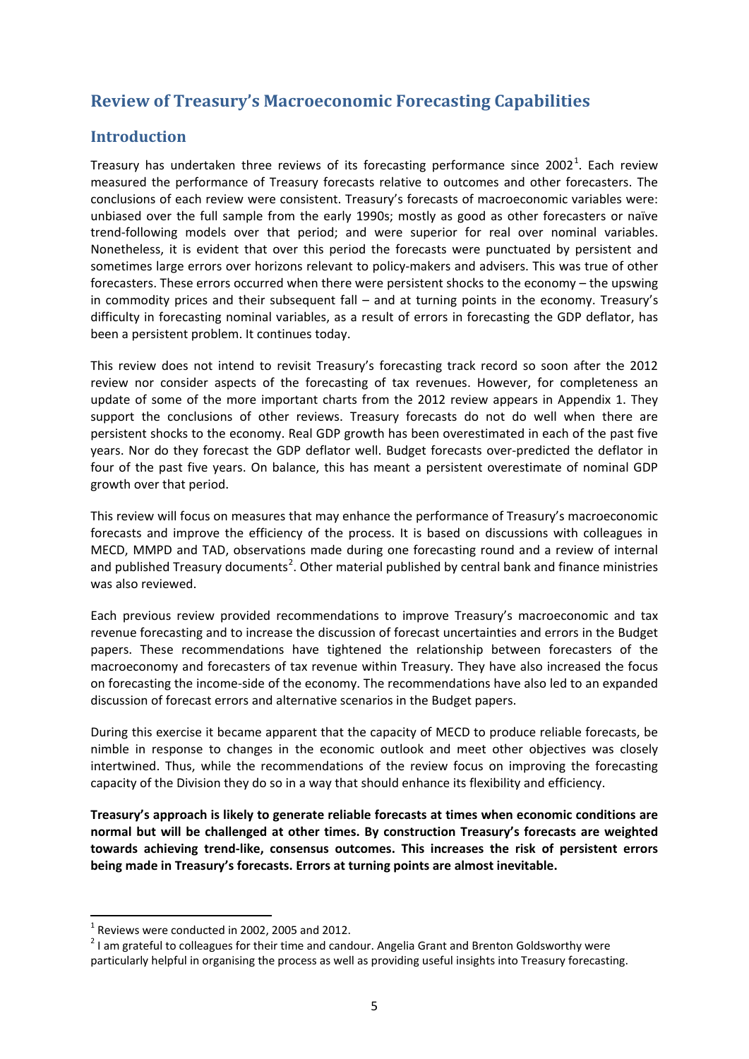# Review of Treasury's Macroeconomic Forecasting Capabilities

## Introduction

Treasury has undertaken three reviews of its forecasting performance since 2002[1]. Each review measured the performance of Treasury forecasts relative to outcomes and other forecasters. The conclusions of each review were consistent. Treasury's forecasts of macroeconomic variables were: unbiased over the full sample from the early 1990s; mostly as good as other forecasters or naïve trend-following models over that period; and were superior for real over nominal variables. Nonetheless, it is evident that over this period the forecasts were punctuated by persistent and sometimes large errors over horizons relevant to policy-makers and advisers. This was true of other forecasters. These errors occurred when there were persistent shocks to the economy – the upswing in commodity prices and their subsequent fall – and at turning points in the economy. Treasury's difficulty in forecasting nominal variables, as a result of errors in forecasting the GDP deflator, has been a persistent problem. It continues today.

This review does not intend to revisit Treasury's forecasting track record so soon after the 2012 review nor consider aspects of the forecasting of tax revenues. However, for completeness an update of some of the more important charts from the 2012 review appears in Appendix 1. They support the conclusions of other reviews. Treasury forecasts do not do well when there are persistent shocks to the economy. Real GDP growth has been overestimated in each of the past five years. Nor do they forecast the GDP deflator well. Budget forecasts over-predicted the deflator in four of the past five years. On balance, this has meant a persistent overestimate of nominal GDP growth over that period.

This review will focus on measures that may enhance the performance of Treasury's macroeconomic forecasts and improve the efficiency of the process. It is based on discussions with colleagues in MECD, MMPD and TAD, observations made during one forecasting round and a review of internal and published Treasury documents[2]. Other material published by central bank and finance ministries was also reviewed.

Each previous review provided recommendations to improve Treasury's macroeconomic and tax revenue forecasting and to increase the discussion of forecast uncertainties and errors in the Budget papers. These recommendations have tightened the relationship between forecasters of the macroeconomy and forecasters of tax revenue within Treasury. They have also increased the focus on forecasting the income-side of the economy. The recommendations have also led to an expanded discussion of forecast errors and alternative scenarios in the Budget papers.

During this exercise it became apparent that the capacity of MECD to produce reliable forecasts, be nimble in response to changes in the economic outlook and meet other objectives was closely intertwined. Thus, while the recommendations of the review focus on improving the forecasting capacity of the Division they do so in a way that should enhance its flexibility and efficiency.

**Treasury's approach is likely to generate reliable forecasts at times when economic conditions are normal but will be challenged at other times. By construction Treasury's forecasts are weighted towards achieving trend-like, consensus outcomes. This increases the risk of persistent errors being made in Treasury's forecasts. Errors at turning points are almost inevitable.**

---

[1] Reviews were conducted in 2002, 2005 and 2012.

[2] I am grateful to colleagues for their time and candour. Angelia Grant and Brenton Goldsworthy were particularly helpful in organising the process as well as providing useful insights into Treasury forecasting.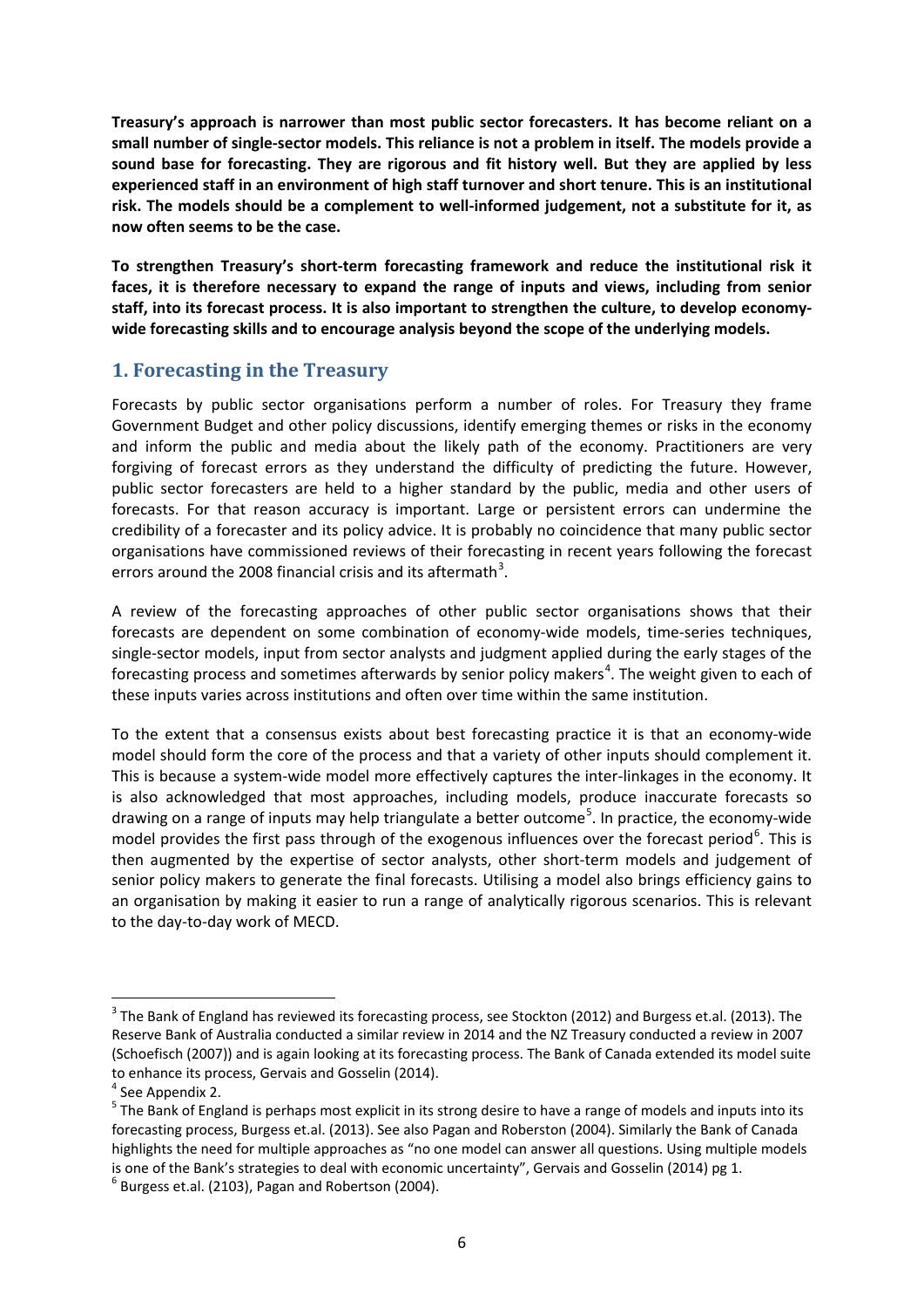**Treasury's approach is narrower than most public sector forecasters. It has become reliant on a small number of single-sector models. This reliance is not a problem in itself. The models provide a sound base for forecasting. They are rigorous and fit history well. But they are applied by less experienced staff in an environment of high staff turnover and short tenure. This is an institutional risk. The models should be a complement to well-informed judgement, not a substitute for it, as now often seems to be the case.**

**To strengthen Treasury's short-term forecasting framework and reduce the institutional risk it faces, it is therefore necessary to expand the range of inputs and views, including from senior staff, into its forecast process. It is also important to strengthen the culture, to develop economy-wide forecasting skills and to encourage analysis beyond the scope of the underlying models.**

## 1. Forecasting in the Treasury

Forecasts by public sector organisations perform a number of roles. For Treasury they frame Government Budget and other policy discussions, identify emerging themes or risks in the economy and inform the public and media about the likely path of the economy. Practitioners are very forgiving of forecast errors as they understand the difficulty of predicting the future. However, public sector forecasters are held to a higher standard by the public, media and other users of forecasts. For that reason accuracy is important. Large or persistent errors can undermine the credibility of a forecaster and its policy advice. It is probably no coincidence that many public sector organisations have commissioned reviews of their forecasting in recent years following the forecast errors around the 2008 financial crisis and its aftermath[3].

A review of the forecasting approaches of other public sector organisations shows that their forecasts are dependent on some combination of economy-wide models, time-series techniques, single-sector models, input from sector analysts and judgment applied during the early stages of the forecasting process and sometimes afterwards by senior policy makers[4]. The weight given to each of these inputs varies across institutions and often over time within the same institution.

To the extent that a consensus exists about best forecasting practice it is that an economy-wide model should form the core of the process and that a variety of other inputs should complement it. This is because a system-wide model more effectively captures the inter-linkages in the economy. It is also acknowledged that most approaches, including models, produce inaccurate forecasts so drawing on a range of inputs may help triangulate a better outcome[5]. In practice, the economy-wide model provides the first pass through of the exogenous influences over the forecast period[6]. This is then augmented by the expertise of sector analysts, other short-term models and judgement of senior policy makers to generate the final forecasts. Utilising a model also brings efficiency gains to an organisation by making it easier to run a range of analytically rigorous scenarios. This is relevant to the day-to-day work of MECD.

---

[3] The Bank of England has reviewed its forecasting process, see Stockton (2012) and Burgess et.al. (2013). The Reserve Bank of Australia conducted a similar review in 2014 and the NZ Treasury conducted a review in 2007 (Schoefisch (2007)) and is again looking at its forecasting process. The Bank of Canada extended its model suite to enhance its process, Gervais and Gosselin (2014).

[4] See Appendix 2.

[5] The Bank of England is perhaps most explicit in its strong desire to have a range of models and inputs into its forecasting process, Burgess et.al. (2013). See also Pagan and Roberston (2004). Similarly the Bank of Canada highlights the need for multiple approaches as "no one model can answer all questions. Using multiple models is one of the Bank's strategies to deal with economic uncertainty", Gervais and Gosselin (2014) pg 1.

[6] Burgess et.al. (2103), Pagan and Robertson (2004).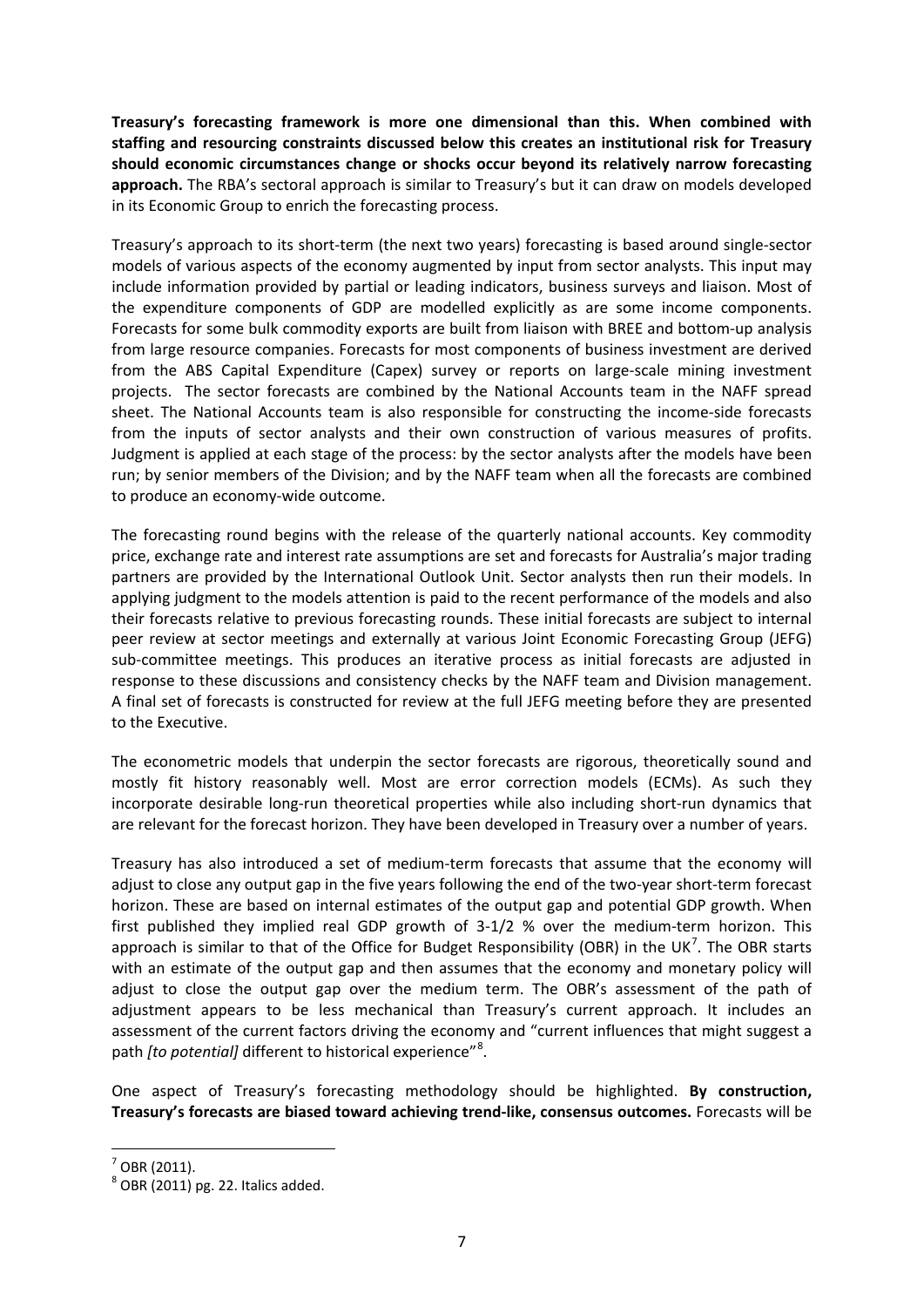**Treasury's forecasting framework is more one dimensional than this. When combined with staffing and resourcing constraints discussed below this creates an institutional risk for Treasury should economic circumstances change or shocks occur beyond its relatively narrow forecasting approach.** The RBA's sectoral approach is similar to Treasury's but it can draw on models developed in its Economic Group to enrich the forecasting process.

Treasury's approach to its short-term (the next two years) forecasting is based around single-sector models of various aspects of the economy augmented by input from sector analysts. This input may include information provided by partial or leading indicators, business surveys and liaison. Most of the expenditure components of GDP are modelled explicitly as are some income components. Forecasts for some bulk commodity exports are built from liaison with BREE and bottom-up analysis from large resource companies. Forecasts for most components of business investment are derived from the ABS Capital Expenditure (Capex) survey or reports on large-scale mining investment projects. The sector forecasts are combined by the National Accounts team in the NAFF spread sheet. The National Accounts team is also responsible for constructing the income-side forecasts from the inputs of sector analysts and their own construction of various measures of profits. Judgment is applied at each stage of the process: by the sector analysts after the models have been run; by senior members of the Division; and by the NAFF team when all the forecasts are combined to produce an economy-wide outcome.

The forecasting round begins with the release of the quarterly national accounts. Key commodity price, exchange rate and interest rate assumptions are set and forecasts for Australia's major trading partners are provided by the International Outlook Unit. Sector analysts then run their models. In applying judgment to the models attention is paid to the recent performance of the models and also their forecasts relative to previous forecasting rounds. These initial forecasts are subject to internal peer review at sector meetings and externally at various Joint Economic Forecasting Group (JEFG) sub-committee meetings. This produces an iterative process as initial forecasts are adjusted in response to these discussions and consistency checks by the NAFF team and Division management. A final set of forecasts is constructed for review at the full JEFG meeting before they are presented to the Executive.

The econometric models that underpin the sector forecasts are rigorous, theoretically sound and mostly fit history reasonably well. Most are error correction models (ECMs). As such they incorporate desirable long-run theoretical properties while also including short-run dynamics that are relevant for the forecast horizon. They have been developed in Treasury over a number of years.

Treasury has also introduced a set of medium-term forecasts that assume that the economy will adjust to close any output gap in the five years following the end of the two-year short-term forecast horizon. These are based on internal estimates of the output gap and potential GDP growth. When first published they implied real GDP growth of 3-1/2 % over the medium-term horizon. This approach is similar to that of the Office for Budget Responsibility (OBR) in the UK[7]. The OBR starts with an estimate of the output gap and then assumes that the economy and monetary policy will adjust to close the output gap over the medium term. The OBR's assessment of the path of adjustment appears to be less mechanical than Treasury's current approach. It includes an assessment of the current factors driving the economy and "current influences that might suggest a path *[to potential]* different to historical experience"[8].

One aspect of Treasury's forecasting methodology should be highlighted. **By construction, Treasury's forecasts are biased toward achieving trend-like, consensus outcomes.** Forecasts will be

[7] OBR (2011).

[8] OBR (2011) pg. 22. Italics added.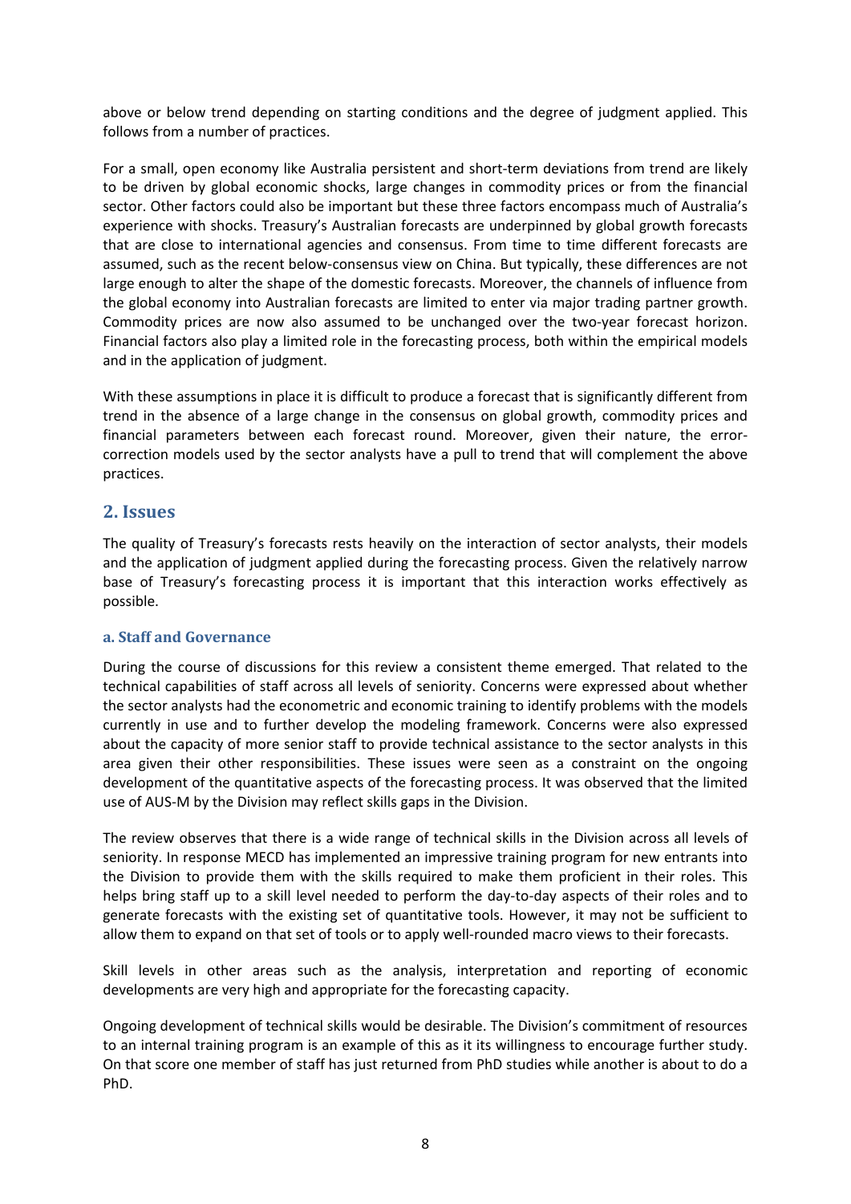above or below trend depending on starting conditions and the degree of judgment applied. This follows from a number of practices.

For a small, open economy like Australia persistent and short-term deviations from trend are likely to be driven by global economic shocks, large changes in commodity prices or from the financial sector. Other factors could also be important but these three factors encompass much of Australia's experience with shocks. Treasury's Australian forecasts are underpinned by global growth forecasts that are close to international agencies and consensus. From time to time different forecasts are assumed, such as the recent below-consensus view on China. But typically, these differences are not large enough to alter the shape of the domestic forecasts. Moreover, the channels of influence from the global economy into Australian forecasts are limited to enter via major trading partner growth. Commodity prices are now also assumed to be unchanged over the two-year forecast horizon. Financial factors also play a limited role in the forecasting process, both within the empirical models and in the application of judgment.

With these assumptions in place it is difficult to produce a forecast that is significantly different from trend in the absence of a large change in the consensus on global growth, commodity prices and financial parameters between each forecast round. Moreover, given their nature, the error-correction models used by the sector analysts have a pull to trend that will complement the above practices.

## 2. Issues

The quality of Treasury's forecasts rests heavily on the interaction of sector analysts, their models and the application of judgment applied during the forecasting process. Given the relatively narrow base of Treasury's forecasting process it is important that this interaction works effectively as possible.

### a. Staff and Governance

During the course of discussions for this review a consistent theme emerged. That related to the technical capabilities of staff across all levels of seniority. Concerns were expressed about whether the sector analysts had the econometric and economic training to identify problems with the models currently in use and to further develop the modeling framework. Concerns were also expressed about the capacity of more senior staff to provide technical assistance to the sector analysts in this area given their other responsibilities. These issues were seen as a constraint on the ongoing development of the quantitative aspects of the forecasting process. It was observed that the limited use of AUS-M by the Division may reflect skills gaps in the Division.

The review observes that there is a wide range of technical skills in the Division across all levels of seniority. In response MECD has implemented an impressive training program for new entrants into the Division to provide them with the skills required to make them proficient in their roles. This helps bring staff up to a skill level needed to perform the day-to-day aspects of their roles and to generate forecasts with the existing set of quantitative tools. However, it may not be sufficient to allow them to expand on that set of tools or to apply well-rounded macro views to their forecasts.

Skill levels in other areas such as the analysis, interpretation and reporting of economic developments are very high and appropriate for the forecasting capacity.

Ongoing development of technical skills would be desirable. The Division's commitment of resources to an internal training program is an example of this as it its willingness to encourage further study. On that score one member of staff has just returned from PhD studies while another is about to do a PhD.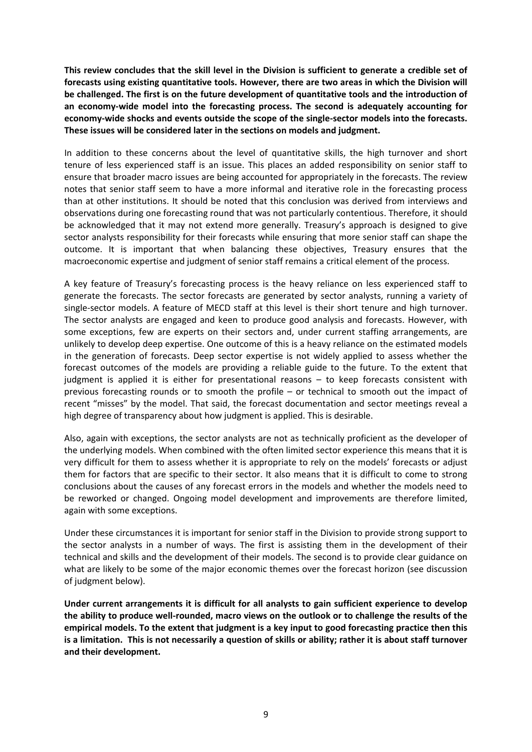**This review concludes that the skill level in the Division is sufficient to generate a credible set of forecasts using existing quantitative tools. However, there are two areas in which the Division will be challenged. The first is on the future development of quantitative tools and the introduction of an economy-wide model into the forecasting process. The second is adequately accounting for economy-wide shocks and events outside the scope of the single-sector models into the forecasts. These issues will be considered later in the sections on models and judgment.**

In addition to these concerns about the level of quantitative skills, the high turnover and short tenure of less experienced staff is an issue. This places an added responsibility on senior staff to ensure that broader macro issues are being accounted for appropriately in the forecasts. The review notes that senior staff seem to have a more informal and iterative role in the forecasting process than at other institutions. It should be noted that this conclusion was derived from interviews and observations during one forecasting round that was not particularly contentious. Therefore, it should be acknowledged that it may not extend more generally. Treasury's approach is designed to give sector analysts responsibility for their forecasts while ensuring that more senior staff can shape the outcome. It is important that when balancing these objectives, Treasury ensures that the macroeconomic expertise and judgment of senior staff remains a critical element of the process.

A key feature of Treasury's forecasting process is the heavy reliance on less experienced staff to generate the forecasts. The sector forecasts are generated by sector analysts, running a variety of single-sector models. A feature of MECD staff at this level is their short tenure and high turnover. The sector analysts are engaged and keen to produce good analysis and forecasts. However, with some exceptions, few are experts on their sectors and, under current staffing arrangements, are unlikely to develop deep expertise. One outcome of this is a heavy reliance on the estimated models in the generation of forecasts. Deep sector expertise is not widely applied to assess whether the forecast outcomes of the models are providing a reliable guide to the future. To the extent that judgment is applied it is either for presentational reasons – to keep forecasts consistent with previous forecasting rounds or to smooth the profile – or technical to smooth out the impact of recent "misses" by the model. That said, the forecast documentation and sector meetings reveal a high degree of transparency about how judgment is applied. This is desirable.

Also, again with exceptions, the sector analysts are not as technically proficient as the developer of the underlying models. When combined with the often limited sector experience this means that it is very difficult for them to assess whether it is appropriate to rely on the models' forecasts or adjust them for factors that are specific to their sector. It also means that it is difficult to come to strong conclusions about the causes of any forecast errors in the models and whether the models need to be reworked or changed. Ongoing model development and improvements are therefore limited, again with some exceptions.

Under these circumstances it is important for senior staff in the Division to provide strong support to the sector analysts in a number of ways. The first is assisting them in the development of their technical and skills and the development of their models. The second is to provide clear guidance on what are likely to be some of the major economic themes over the forecast horizon (see discussion of judgment below).

**Under current arrangements it is difficult for all analysts to gain sufficient experience to develop the ability to produce well-rounded, macro views on the outlook or to challenge the results of the empirical models. To the extent that judgment is a key input to good forecasting practice then this is a limitation. This is not necessarily a question of skills or ability; rather it is about staff turnover and their development.**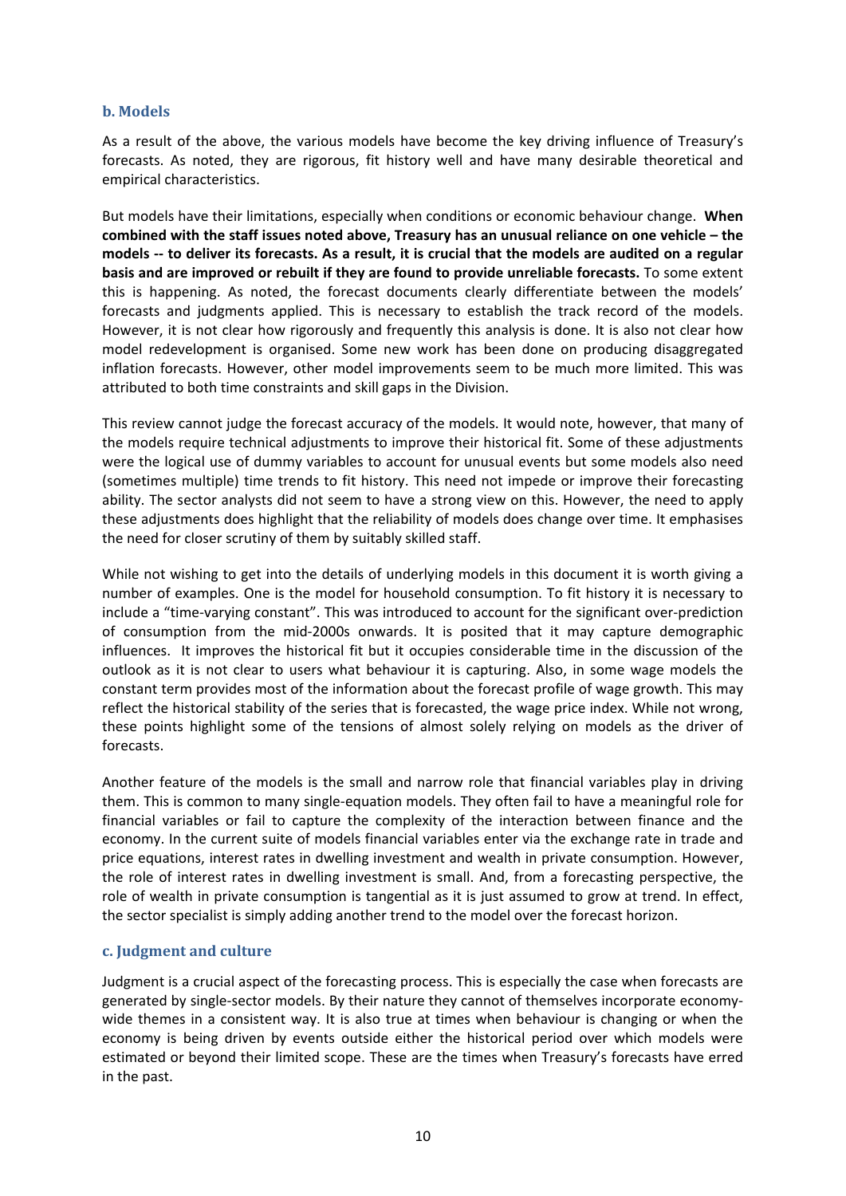### b. Models

As a result of the above, the various models have become the key driving influence of Treasury's forecasts. As noted, they are rigorous, fit history well and have many desirable theoretical and empirical characteristics.

But models have their limitations, especially when conditions or economic behaviour change. **When combined with the staff issues noted above, Treasury has an unusual reliance on one vehicle – the models -- to deliver its forecasts. As a result, it is crucial that the models are audited on a regular basis and are improved or rebuilt if they are found to provide unreliable forecasts.** To some extent this is happening. As noted, the forecast documents clearly differentiate between the models' forecasts and judgments applied. This is necessary to establish the track record of the models. However, it is not clear how rigorously and frequently this analysis is done. It is also not clear how model redevelopment is organised. Some new work has been done on producing disaggregated inflation forecasts. However, other model improvements seem to be much more limited. This was attributed to both time constraints and skill gaps in the Division.

This review cannot judge the forecast accuracy of the models. It would note, however, that many of the models require technical adjustments to improve their historical fit. Some of these adjustments were the logical use of dummy variables to account for unusual events but some models also need (sometimes multiple) time trends to fit history. This need not impede or improve their forecasting ability. The sector analysts did not seem to have a strong view on this. However, the need to apply these adjustments does highlight that the reliability of models does change over time. It emphasises the need for closer scrutiny of them by suitably skilled staff.

While not wishing to get into the details of underlying models in this document it is worth giving a number of examples. One is the model for household consumption. To fit history it is necessary to include a "time-varying constant". This was introduced to account for the significant over-prediction of consumption from the mid-2000s onwards. It is posited that it may capture demographic influences. It improves the historical fit but it occupies considerable time in the discussion of the outlook as it is not clear to users what behaviour it is capturing. Also, in some wage models the constant term provides most of the information about the forecast profile of wage growth. This may reflect the historical stability of the series that is forecasted, the wage price index. While not wrong, these points highlight some of the tensions of almost solely relying on models as the driver of forecasts.

Another feature of the models is the small and narrow role that financial variables play in driving them. This is common to many single-equation models. They often fail to have a meaningful role for financial variables or fail to capture the complexity of the interaction between finance and the economy. In the current suite of models financial variables enter via the exchange rate in trade and price equations, interest rates in dwelling investment and wealth in private consumption. However, the role of interest rates in dwelling investment is small. And, from a forecasting perspective, the role of wealth in private consumption is tangential as it is just assumed to grow at trend. In effect, the sector specialist is simply adding another trend to the model over the forecast horizon.

### c. Judgment and culture

Judgment is a crucial aspect of the forecasting process. This is especially the case when forecasts are generated by single-sector models. By their nature they cannot of themselves incorporate economy-wide themes in a consistent way. It is also true at times when behaviour is changing or when the economy is being driven by events outside either the historical period over which models were estimated or beyond their limited scope. These are the times when Treasury's forecasts have erred in the past.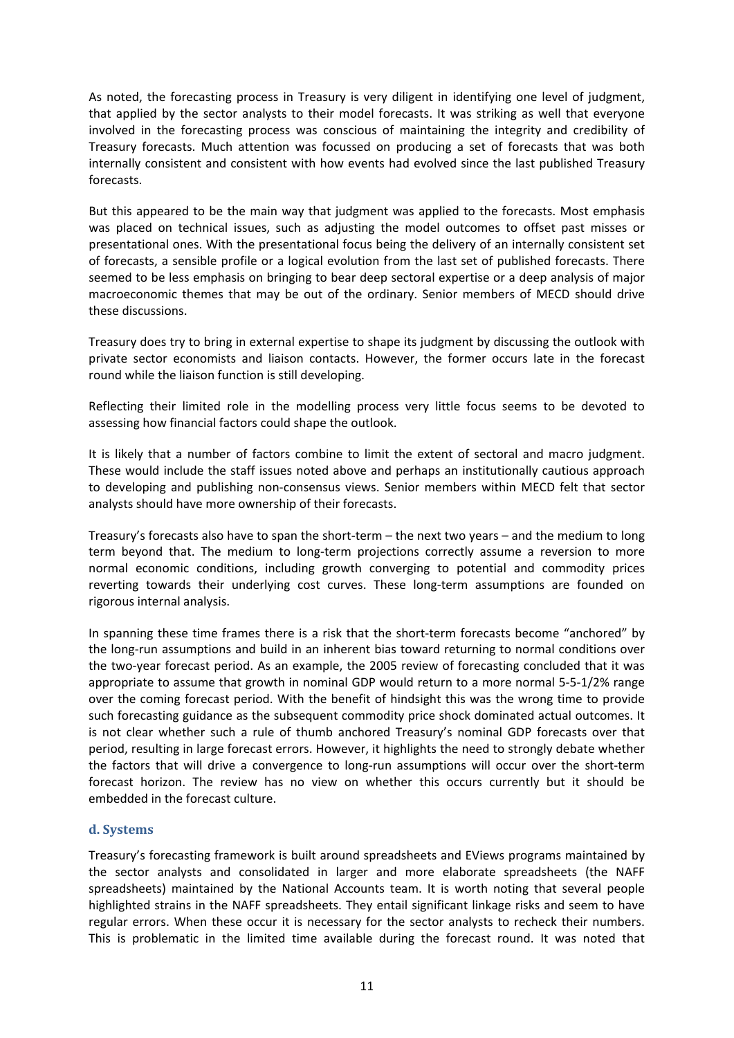As noted, the forecasting process in Treasury is very diligent in identifying one level of judgment, that applied by the sector analysts to their model forecasts. It was striking as well that everyone involved in the forecasting process was conscious of maintaining the integrity and credibility of Treasury forecasts. Much attention was focussed on producing a set of forecasts that was both internally consistent and consistent with how events had evolved since the last published Treasury forecasts.

But this appeared to be the main way that judgment was applied to the forecasts. Most emphasis was placed on technical issues, such as adjusting the model outcomes to offset past misses or presentational ones. With the presentational focus being the delivery of an internally consistent set of forecasts, a sensible profile or a logical evolution from the last set of published forecasts. There seemed to be less emphasis on bringing to bear deep sectoral expertise or a deep analysis of major macroeconomic themes that may be out of the ordinary. Senior members of MECD should drive these discussions.

Treasury does try to bring in external expertise to shape its judgment by discussing the outlook with private sector economists and liaison contacts. However, the former occurs late in the forecast round while the liaison function is still developing.

Reflecting their limited role in the modelling process very little focus seems to be devoted to assessing how financial factors could shape the outlook.

It is likely that a number of factors combine to limit the extent of sectoral and macro judgment. These would include the staff issues noted above and perhaps an institutionally cautious approach to developing and publishing non-consensus views. Senior members within MECD felt that sector analysts should have more ownership of their forecasts.

Treasury's forecasts also have to span the short-term – the next two years – and the medium to long term beyond that. The medium to long-term projections correctly assume a reversion to more normal economic conditions, including growth converging to potential and commodity prices reverting towards their underlying cost curves. These long-term assumptions are founded on rigorous internal analysis.

In spanning these time frames there is a risk that the short-term forecasts become "anchored" by the long-run assumptions and build in an inherent bias toward returning to normal conditions over the two-year forecast period. As an example, the 2005 review of forecasting concluded that it was appropriate to assume that growth in nominal GDP would return to a more normal 5-5-1/2% range over the coming forecast period. With the benefit of hindsight this was the wrong time to provide such forecasting guidance as the subsequent commodity price shock dominated actual outcomes. It is not clear whether such a rule of thumb anchored Treasury's nominal GDP forecasts over that period, resulting in large forecast errors. However, it highlights the need to strongly debate whether the factors that will drive a convergence to long-run assumptions will occur over the short-term forecast horizon. The review has no view on whether this occurs currently but it should be embedded in the forecast culture.

### d. Systems

Treasury's forecasting framework is built around spreadsheets and EViews programs maintained by the sector analysts and consolidated in larger and more elaborate spreadsheets (the NAFF spreadsheets) maintained by the National Accounts team. It is worth noting that several people highlighted strains in the NAFF spreadsheets. They entail significant linkage risks and seem to have regular errors. When these occur it is necessary for the sector analysts to recheck their numbers. This is problematic in the limited time available during the forecast round. It was noted that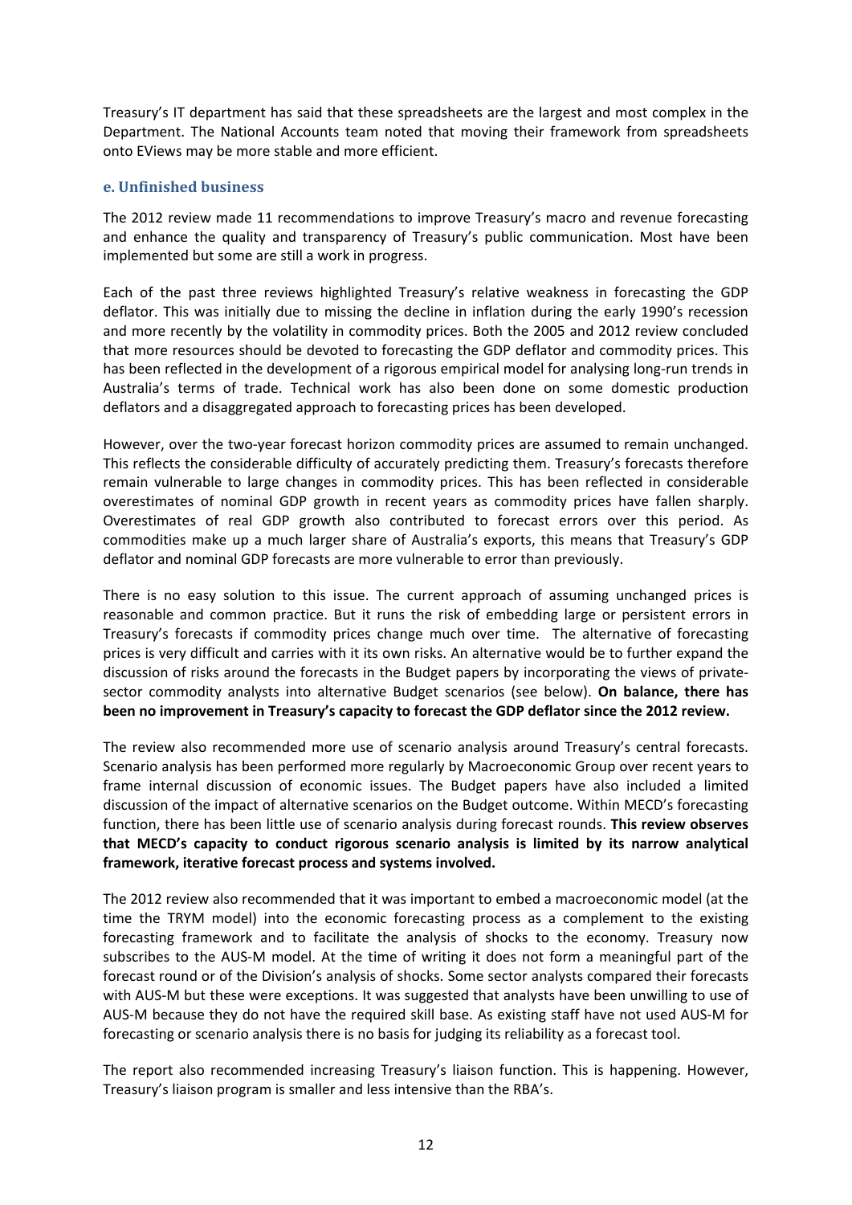Treasury's IT department has said that these spreadsheets are the largest and most complex in the Department. The National Accounts team noted that moving their framework from spreadsheets onto EViews may be more stable and more efficient.

### e. Unfinished business

The 2012 review made 11 recommendations to improve Treasury's macro and revenue forecasting and enhance the quality and transparency of Treasury's public communication. Most have been implemented but some are still a work in progress.

Each of the past three reviews highlighted Treasury's relative weakness in forecasting the GDP deflator. This was initially due to missing the decline in inflation during the early 1990's recession and more recently by the volatility in commodity prices. Both the 2005 and 2012 review concluded that more resources should be devoted to forecasting the GDP deflator and commodity prices. This has been reflected in the development of a rigorous empirical model for analysing long-run trends in Australia's terms of trade. Technical work has also been done on some domestic production deflators and a disaggregated approach to forecasting prices has been developed.

However, over the two-year forecast horizon commodity prices are assumed to remain unchanged. This reflects the considerable difficulty of accurately predicting them. Treasury's forecasts therefore remain vulnerable to large changes in commodity prices. This has been reflected in considerable overestimates of nominal GDP growth in recent years as commodity prices have fallen sharply. Overestimates of real GDP growth also contributed to forecast errors over this period. As commodities make up a much larger share of Australia's exports, this means that Treasury's GDP deflator and nominal GDP forecasts are more vulnerable to error than previously.

There is no easy solution to this issue. The current approach of assuming unchanged prices is reasonable and common practice. But it runs the risk of embedding large or persistent errors in Treasury's forecasts if commodity prices change much over time. The alternative of forecasting prices is very difficult and carries with it its own risks. An alternative would be to further expand the discussion of risks around the forecasts in the Budget papers by incorporating the views of private-sector commodity analysts into alternative Budget scenarios (see below). **On balance, there has been no improvement in Treasury's capacity to forecast the GDP deflator since the 2012 review.**

The review also recommended more use of scenario analysis around Treasury's central forecasts. Scenario analysis has been performed more regularly by Macroeconomic Group over recent years to frame internal discussion of economic issues. The Budget papers have also included a limited discussion of the impact of alternative scenarios on the Budget outcome. Within MECD's forecasting function, there has been little use of scenario analysis during forecast rounds. **This review observes that MECD's capacity to conduct rigorous scenario analysis is limited by its narrow analytical framework, iterative forecast process and systems involved.**

The 2012 review also recommended that it was important to embed a macroeconomic model (at the time the TRYM model) into the economic forecasting process as a complement to the existing forecasting framework and to facilitate the analysis of shocks to the economy. Treasury now subscribes to the AUS-M model. At the time of writing it does not form a meaningful part of the forecast round or of the Division's analysis of shocks. Some sector analysts compared their forecasts with AUS-M but these were exceptions. It was suggested that analysts have been unwilling to use of AUS-M because they do not have the required skill base. As existing staff have not used AUS-M for forecasting or scenario analysis there is no basis for judging its reliability as a forecast tool.

The report also recommended increasing Treasury's liaison function. This is happening. However, Treasury's liaison program is smaller and less intensive than the RBA's.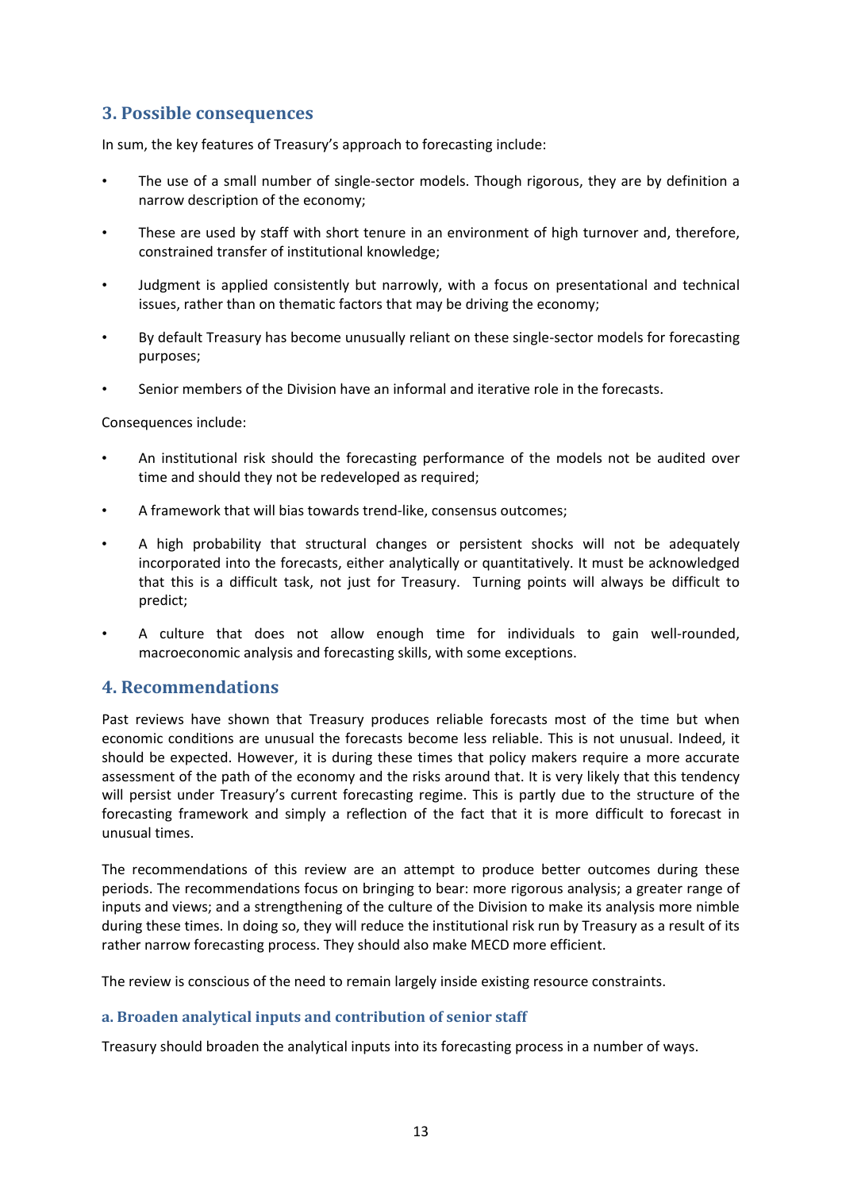## 3. Possible consequences

In sum, the key features of Treasury's approach to forecasting include:

- The use of a small number of single-sector models. Though rigorous, they are by definition a narrow description of the economy;
- These are used by staff with short tenure in an environment of high turnover and, therefore, constrained transfer of institutional knowledge;
- Judgment is applied consistently but narrowly, with a focus on presentational and technical issues, rather than on thematic factors that may be driving the economy;
- By default Treasury has become unusually reliant on these single-sector models for forecasting purposes;
- Senior members of the Division have an informal and iterative role in the forecasts.

Consequences include:

- An institutional risk should the forecasting performance of the models not be audited over time and should they not be redeveloped as required;
- A framework that will bias towards trend-like, consensus outcomes;
- A high probability that structural changes or persistent shocks will not be adequately incorporated into the forecasts, either analytically or quantitatively. It must be acknowledged that this is a difficult task, not just for Treasury. Turning points will always be difficult to predict;
- A culture that does not allow enough time for individuals to gain well-rounded, macroeconomic analysis and forecasting skills, with some exceptions.

## 4. Recommendations

Past reviews have shown that Treasury produces reliable forecasts most of the time but when economic conditions are unusual the forecasts become less reliable. This is not unusual. Indeed, it should be expected. However, it is during these times that policy makers require a more accurate assessment of the path of the economy and the risks around that. It is very likely that this tendency will persist under Treasury's current forecasting regime. This is partly due to the structure of the forecasting framework and simply a reflection of the fact that it is more difficult to forecast in unusual times.

The recommendations of this review are an attempt to produce better outcomes during these periods. The recommendations focus on bringing to bear: more rigorous analysis; a greater range of inputs and views; and a strengthening of the culture of the Division to make its analysis more nimble during these times. In doing so, they will reduce the institutional risk run by Treasury as a result of its rather narrow forecasting process. They should also make MECD more efficient.

The review is conscious of the need to remain largely inside existing resource constraints.

### a. Broaden analytical inputs and contribution of senior staff

Treasury should broaden the analytical inputs into its forecasting process in a number of ways.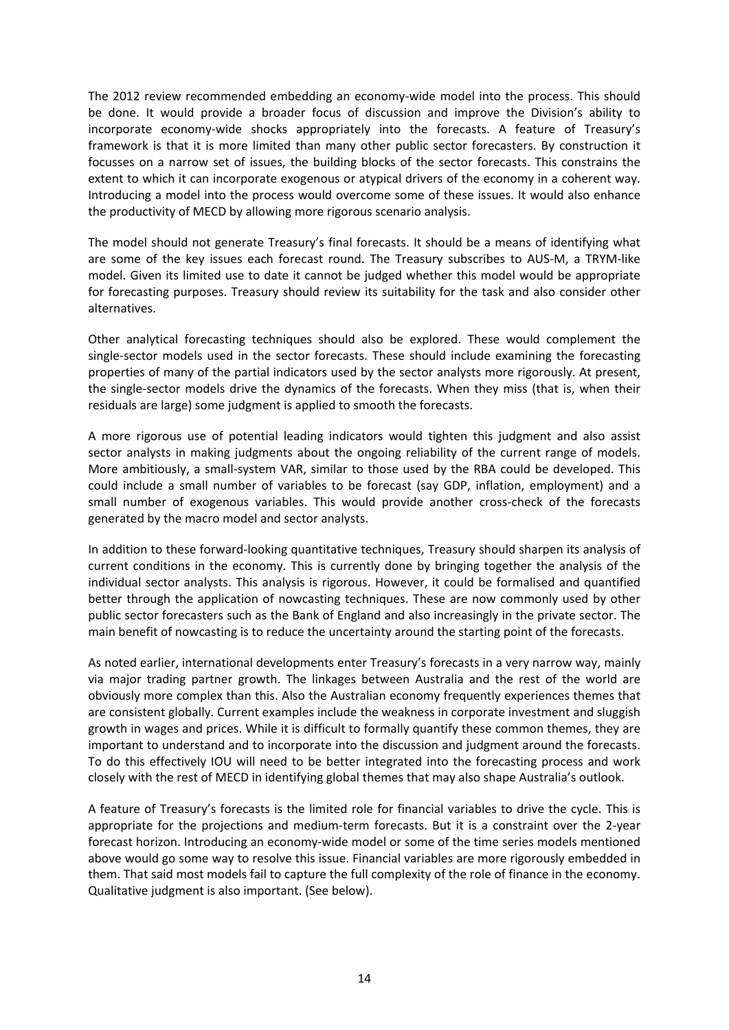The 2012 review recommended embedding an economy-wide model into the process. This should be done. It would provide a broader focus of discussion and improve the Division's ability to incorporate economy-wide shocks appropriately into the forecasts. A feature of Treasury's framework is that it is more limited than many other public sector forecasters. By construction it focusses on a narrow set of issues, the building blocks of the sector forecasts. This constrains the extent to which it can incorporate exogenous or atypical drivers of the economy in a coherent way. Introducing a model into the process would overcome some of these issues. It would also enhance the productivity of MECD by allowing more rigorous scenario analysis.

The model should not generate Treasury's final forecasts. It should be a means of identifying what are some of the key issues each forecast round. The Treasury subscribes to AUS-M, a TRYM-like model. Given its limited use to date it cannot be judged whether this model would be appropriate for forecasting purposes. Treasury should review its suitability for the task and also consider other alternatives.

Other analytical forecasting techniques should also be explored. These would complement the single-sector models used in the sector forecasts. These should include examining the forecasting properties of many of the partial indicators used by the sector analysts more rigorously. At present, the single-sector models drive the dynamics of the forecasts. When they miss (that is, when their residuals are large) some judgment is applied to smooth the forecasts.

A more rigorous use of potential leading indicators would tighten this judgment and also assist sector analysts in making judgments about the ongoing reliability of the current range of models. More ambitiously, a small-system VAR, similar to those used by the RBA could be developed. This could include a small number of variables to be forecast (say GDP, inflation, employment) and a small number of exogenous variables. This would provide another cross-check of the forecasts generated by the macro model and sector analysts.

In addition to these forward-looking quantitative techniques, Treasury should sharpen its analysis of current conditions in the economy. This is currently done by bringing together the analysis of the individual sector analysts. This analysis is rigorous. However, it could be formalised and quantified better through the application of nowcasting techniques. These are now commonly used by other public sector forecasters such as the Bank of England and also increasingly in the private sector. The main benefit of nowcasting is to reduce the uncertainty around the starting point of the forecasts.

As noted earlier, international developments enter Treasury's forecasts in a very narrow way, mainly via major trading partner growth. The linkages between Australia and the rest of the world are obviously more complex than this. Also the Australian economy frequently experiences themes that are consistent globally. Current examples include the weakness in corporate investment and sluggish growth in wages and prices. While it is difficult to formally quantify these common themes, they are important to understand and to incorporate into the discussion and judgment around the forecasts. To do this effectively IOU will need to be better integrated into the forecasting process and work closely with the rest of MECD in identifying global themes that may also shape Australia's outlook.

A feature of Treasury's forecasts is the limited role for financial variables to drive the cycle. This is appropriate for the projections and medium-term forecasts. But it is a constraint over the 2-year forecast horizon. Introducing an economy-wide model or some of the time series models mentioned above would go some way to resolve this issue. Financial variables are more rigorously embedded in them. That said most models fail to capture the full complexity of the role of finance in the economy. Qualitative judgment is also important. (See below).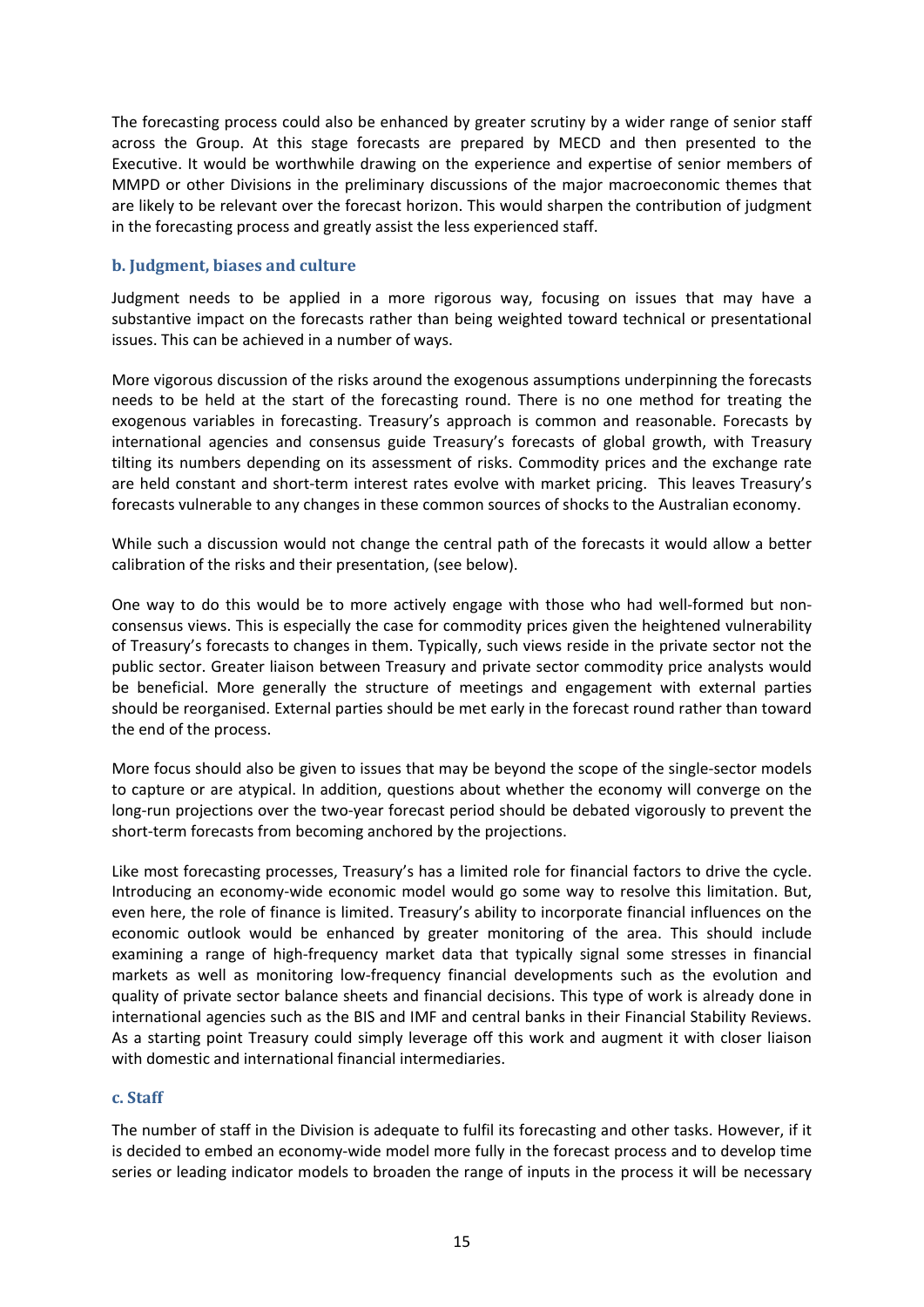The forecasting process could also be enhanced by greater scrutiny by a wider range of senior staff across the Group. At this stage forecasts are prepared by MECD and then presented to the Executive. It would be worthwhile drawing on the experience and expertise of senior members of MMPD or other Divisions in the preliminary discussions of the major macroeconomic themes that are likely to be relevant over the forecast horizon. This would sharpen the contribution of judgment in the forecasting process and greatly assist the less experienced staff.

### b. Judgment, biases and culture

Judgment needs to be applied in a more rigorous way, focusing on issues that may have a substantive impact on the forecasts rather than being weighted toward technical or presentational issues. This can be achieved in a number of ways.

More vigorous discussion of the risks around the exogenous assumptions underpinning the forecasts needs to be held at the start of the forecasting round. There is no one method for treating the exogenous variables in forecasting. Treasury's approach is common and reasonable. Forecasts by international agencies and consensus guide Treasury's forecasts of global growth, with Treasury tilting its numbers depending on its assessment of risks. Commodity prices and the exchange rate are held constant and short-term interest rates evolve with market pricing. This leaves Treasury's forecasts vulnerable to any changes in these common sources of shocks to the Australian economy.

While such a discussion would not change the central path of the forecasts it would allow a better calibration of the risks and their presentation, (see below).

One way to do this would be to more actively engage with those who had well-formed but non-consensus views. This is especially the case for commodity prices given the heightened vulnerability of Treasury's forecasts to changes in them. Typically, such views reside in the private sector not the public sector. Greater liaison between Treasury and private sector commodity price analysts would be beneficial. More generally the structure of meetings and engagement with external parties should be reorganised. External parties should be met early in the forecast round rather than toward the end of the process.

More focus should also be given to issues that may be beyond the scope of the single-sector models to capture or are atypical. In addition, questions about whether the economy will converge on the long-run projections over the two-year forecast period should be debated vigorously to prevent the short-term forecasts from becoming anchored by the projections.

Like most forecasting processes, Treasury's has a limited role for financial factors to drive the cycle. Introducing an economy-wide economic model would go some way to resolve this limitation. But, even here, the role of finance is limited. Treasury's ability to incorporate financial influences on the economic outlook would be enhanced by greater monitoring of the area. This should include examining a range of high-frequency market data that typically signal some stresses in financial markets as well as monitoring low-frequency financial developments such as the evolution and quality of private sector balance sheets and financial decisions. This type of work is already done in international agencies such as the BIS and IMF and central banks in their Financial Stability Reviews. As a starting point Treasury could simply leverage off this work and augment it with closer liaison with domestic and international financial intermediaries.

### c. Staff

The number of staff in the Division is adequate to fulfil its forecasting and other tasks. However, if it is decided to embed an economy-wide model more fully in the forecast process and to develop time series or leading indicator models to broaden the range of inputs in the process it will be necessary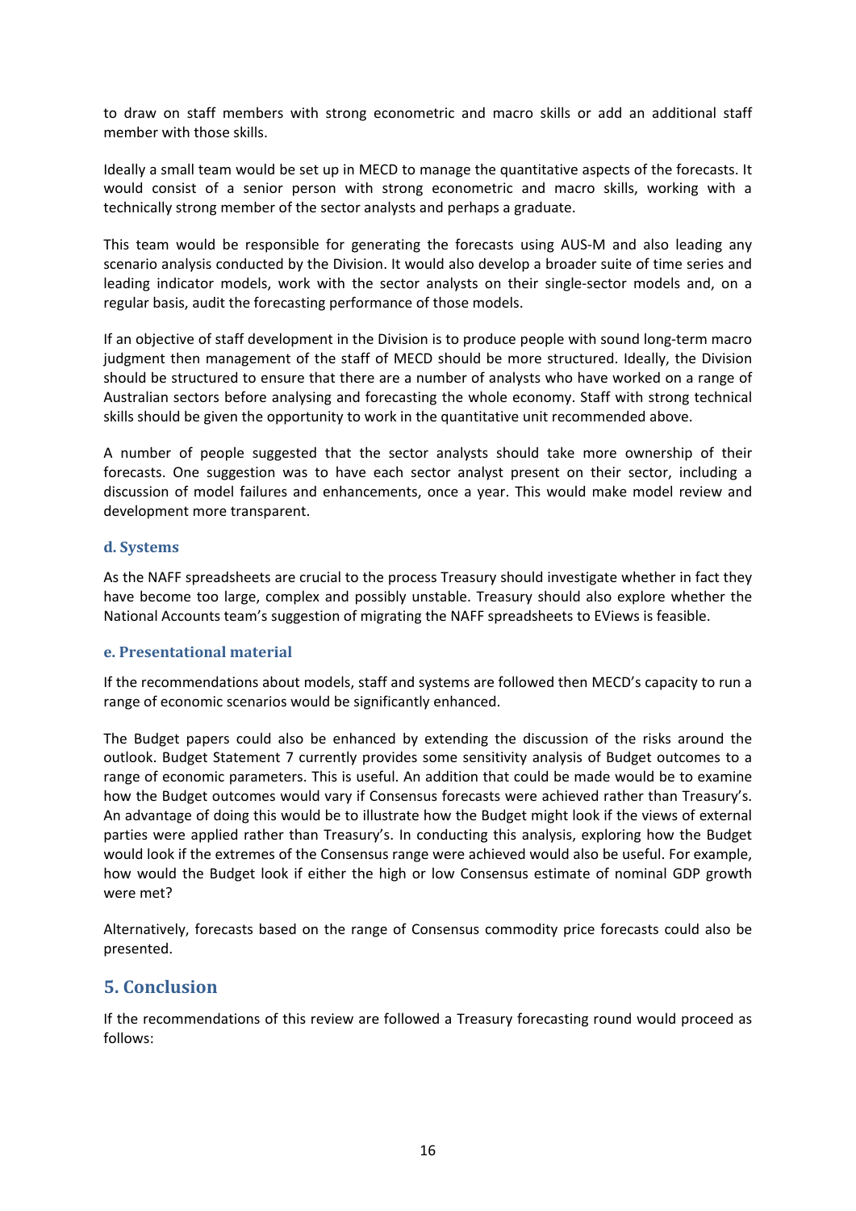to draw on staff members with strong econometric and macro skills or add an additional staff member with those skills.

Ideally a small team would be set up in MECD to manage the quantitative aspects of the forecasts. It would consist of a senior person with strong econometric and macro skills, working with a technically strong member of the sector analysts and perhaps a graduate.

This team would be responsible for generating the forecasts using AUS-M and also leading any scenario analysis conducted by the Division. It would also develop a broader suite of time series and leading indicator models, work with the sector analysts on their single-sector models and, on a regular basis, audit the forecasting performance of those models.

If an objective of staff development in the Division is to produce people with sound long-term macro judgment then management of the staff of MECD should be more structured. Ideally, the Division should be structured to ensure that there are a number of analysts who have worked on a range of Australian sectors before analysing and forecasting the whole economy. Staff with strong technical skills should be given the opportunity to work in the quantitative unit recommended above.

A number of people suggested that the sector analysts should take more ownership of their forecasts. One suggestion was to have each sector analyst present on their sector, including a discussion of model failures and enhancements, once a year. This would make model review and development more transparent.

### d. Systems

As the NAFF spreadsheets are crucial to the process Treasury should investigate whether in fact they have become too large, complex and possibly unstable. Treasury should also explore whether the National Accounts team's suggestion of migrating the NAFF spreadsheets to EViews is feasible.

### e. Presentational material

If the recommendations about models, staff and systems are followed then MECD's capacity to run a range of economic scenarios would be significantly enhanced.

The Budget papers could also be enhanced by extending the discussion of the risks around the outlook. Budget Statement 7 currently provides some sensitivity analysis of Budget outcomes to a range of economic parameters. This is useful. An addition that could be made would be to examine how the Budget outcomes would vary if Consensus forecasts were achieved rather than Treasury's. An advantage of doing this would be to illustrate how the Budget might look if the views of external parties were applied rather than Treasury's. In conducting this analysis, exploring how the Budget would look if the extremes of the Consensus range were achieved would also be useful. For example, how would the Budget look if either the high or low Consensus estimate of nominal GDP growth were met?

Alternatively, forecasts based on the range of Consensus commodity price forecasts could also be presented.

## 5. Conclusion

If the recommendations of this review are followed a Treasury forecasting round would proceed as follows: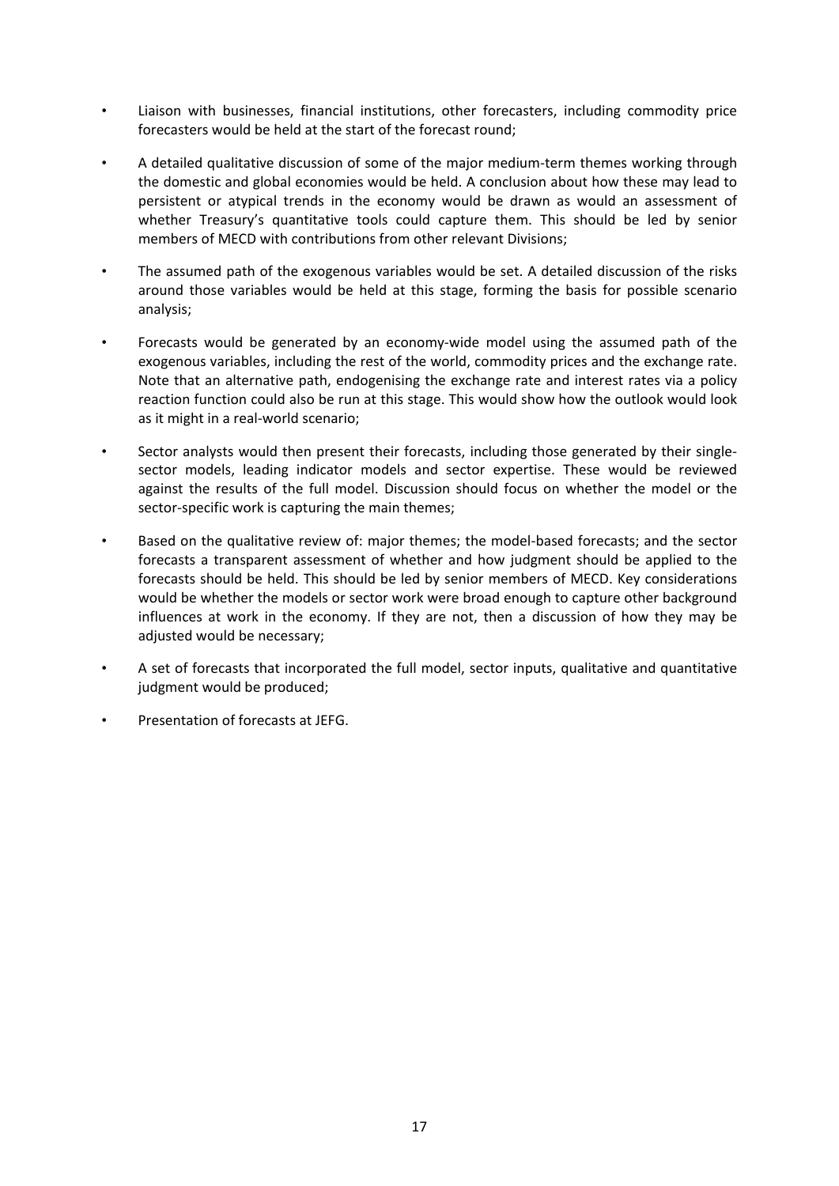- Liaison with businesses, financial institutions, other forecasters, including commodity price forecasters would be held at the start of the forecast round;

- A detailed qualitative discussion of some of the major medium-term themes working through the domestic and global economies would be held. A conclusion about how these may lead to persistent or atypical trends in the economy would be drawn as would an assessment of whether Treasury's quantitative tools could capture them. This should be led by senior members of MECD with contributions from other relevant Divisions;

- The assumed path of the exogenous variables would be set. A detailed discussion of the risks around those variables would be held at this stage, forming the basis for possible scenario analysis;

- Forecasts would be generated by an economy-wide model using the assumed path of the exogenous variables, including the rest of the world, commodity prices and the exchange rate. Note that an alternative path, endogenising the exchange rate and interest rates via a policy reaction function could also be run at this stage. This would show how the outlook would look as it might in a real-world scenario;

- Sector analysts would then present their forecasts, including those generated by their single-sector models, leading indicator models and sector expertise. These would be reviewed against the results of the full model. Discussion should focus on whether the model or the sector-specific work is capturing the main themes;

- Based on the qualitative review of: major themes; the model-based forecasts; and the sector forecasts a transparent assessment of whether and how judgment should be applied to the forecasts should be held. This should be led by senior members of MECD. Key considerations would be whether the models or sector work were broad enough to capture other background influences at work in the economy. If they are not, then a discussion of how they may be adjusted would be necessary;

- A set of forecasts that incorporated the full model, sector inputs, qualitative and quantitative judgment would be produced;

- Presentation of forecasts at JEFG.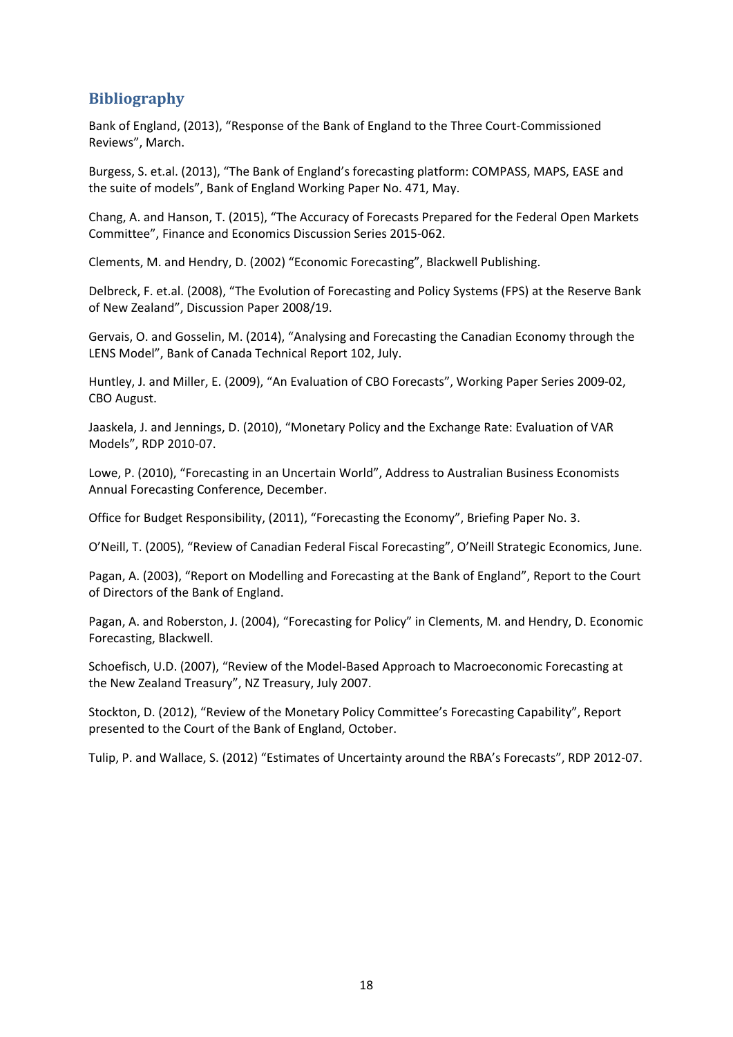## Bibliography

Bank of England, (2013), "Response of the Bank of England to the Three Court-Commissioned Reviews", March.

Burgess, S. et.al. (2013), "The Bank of England's forecasting platform: COMPASS, MAPS, EASE and the suite of models", Bank of England Working Paper No. 471, May.

Chang, A. and Hanson, T. (2015), "The Accuracy of Forecasts Prepared for the Federal Open Markets Committee", Finance and Economics Discussion Series 2015-062.

Clements, M. and Hendry, D. (2002) "Economic Forecasting", Blackwell Publishing.

Delbreck, F. et.al. (2008), "The Evolution of Forecasting and Policy Systems (FPS) at the Reserve Bank of New Zealand", Discussion Paper 2008/19.

Gervais, O. and Gosselin, M. (2014), "Analysing and Forecasting the Canadian Economy through the LENS Model", Bank of Canada Technical Report 102, July.

Huntley, J. and Miller, E. (2009), "An Evaluation of CBO Forecasts", Working Paper Series 2009-02, CBO August.

Jaaskela, J. and Jennings, D. (2010), "Monetary Policy and the Exchange Rate: Evaluation of VAR Models", RDP 2010-07.

Lowe, P. (2010), "Forecasting in an Uncertain World", Address to Australian Business Economists Annual Forecasting Conference, December.

Office for Budget Responsibility, (2011), "Forecasting the Economy", Briefing Paper No. 3.

O'Neill, T. (2005), "Review of Canadian Federal Fiscal Forecasting", O'Neill Strategic Economics, June.

Pagan, A. (2003), "Report on Modelling and Forecasting at the Bank of England", Report to the Court of Directors of the Bank of England.

Pagan, A. and Roberston, J. (2004), "Forecasting for Policy" in Clements, M. and Hendry, D. Economic Forecasting, Blackwell.

Schoefisch, U.D. (2007), "Review of the Model-Based Approach to Macroeconomic Forecasting at the New Zealand Treasury", NZ Treasury, July 2007.

Stockton, D. (2012), "Review of the Monetary Policy Committee's Forecasting Capability", Report presented to the Court of the Bank of England, October.

Tulip, P. and Wallace, S. (2012) "Estimates of Uncertainty around the RBA's Forecasts", RDP 2012-07.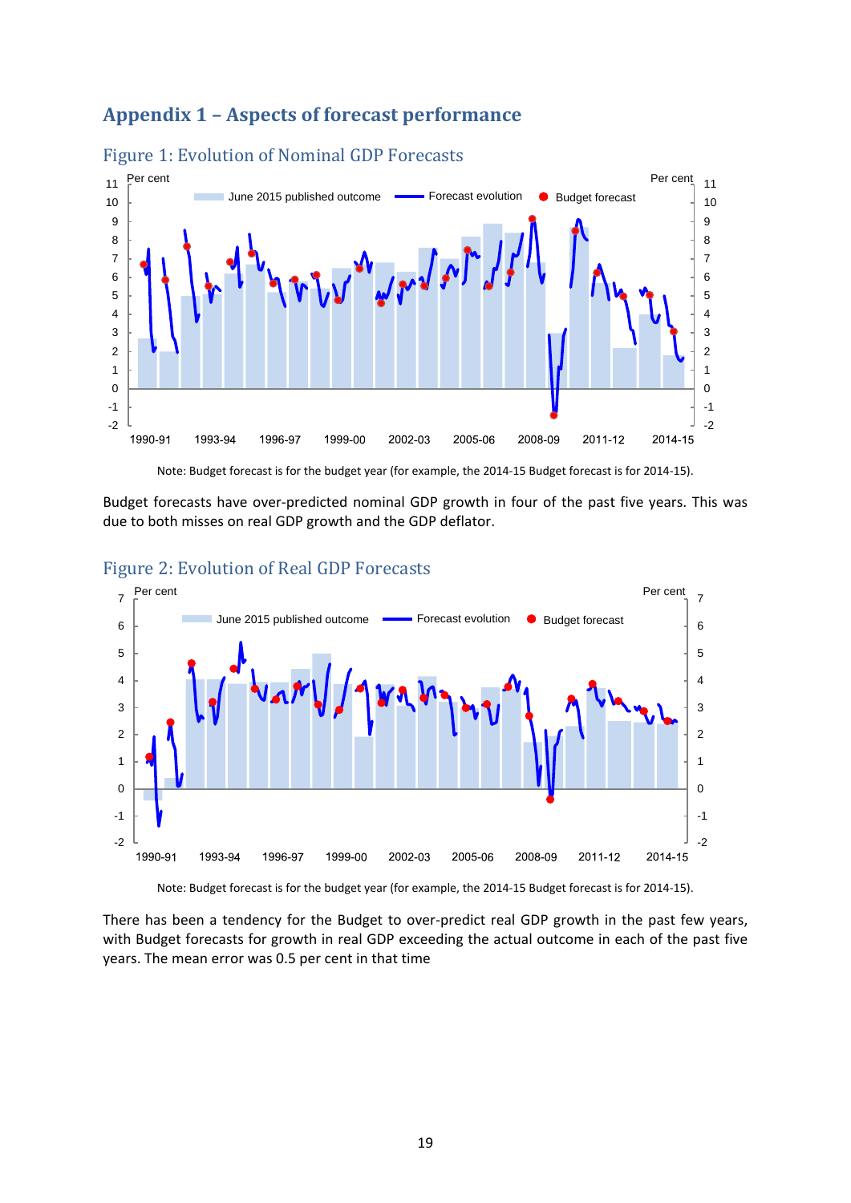# Appendix 1 – Aspects of forecast performance

## Figure 1: Evolution of Nominal GDP Forecasts

Note: Budget forecast is for the budget year (for example, the 2014-15 Budget forecast is for 2014-15).

Budget forecasts have over-predicted nominal GDP growth in four of the past five years. This was due to both misses on real GDP growth and the GDP deflator.

## Figure 2: Evolution of Real GDP Forecasts

Note: Budget forecast is for the budget year (for example, the 2014-15 Budget forecast is for 2014-15).

There has been a tendency for the Budget to over-predict real GDP growth in the past few years, with Budget forecasts for growth in real GDP exceeding the actual outcome in each of the past five years. The mean error was 0.5 per cent in that time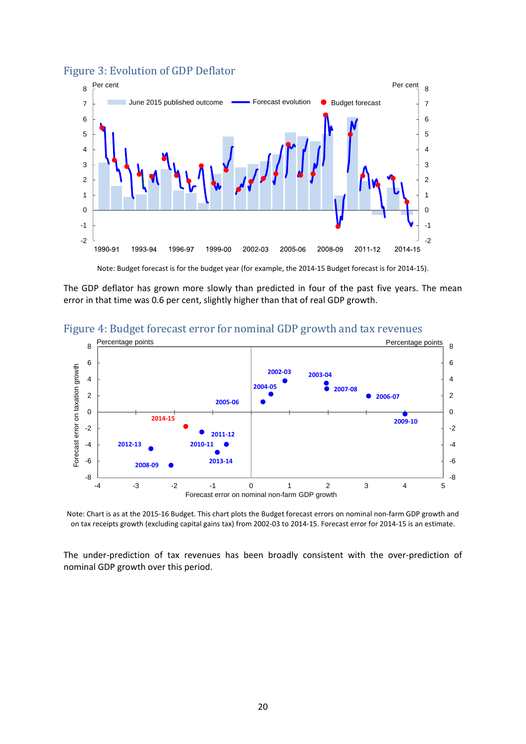### Figure 3: Evolution of GDP Deflator

Note: Budget forecast is for the budget year (for example, the 2014-15 Budget forecast is for 2014-15).

The GDP deflator has grown more slowly than predicted in four of the past five years. The mean error in that time was 0.6 per cent, slightly higher than that of real GDP growth.

### Figure 4: Budget forecast error for nominal GDP growth and tax revenues

Note: Chart is as at the 2015-16 Budget. This chart plots the Budget forecast errors on nominal non-farm GDP growth and on tax receipts growth (excluding capital gains tax) from 2002-03 to 2014-15. Forecast error for 2014-15 is an estimate.

The under-prediction of tax revenues has been broadly consistent with the over-prediction of nominal GDP growth over this period.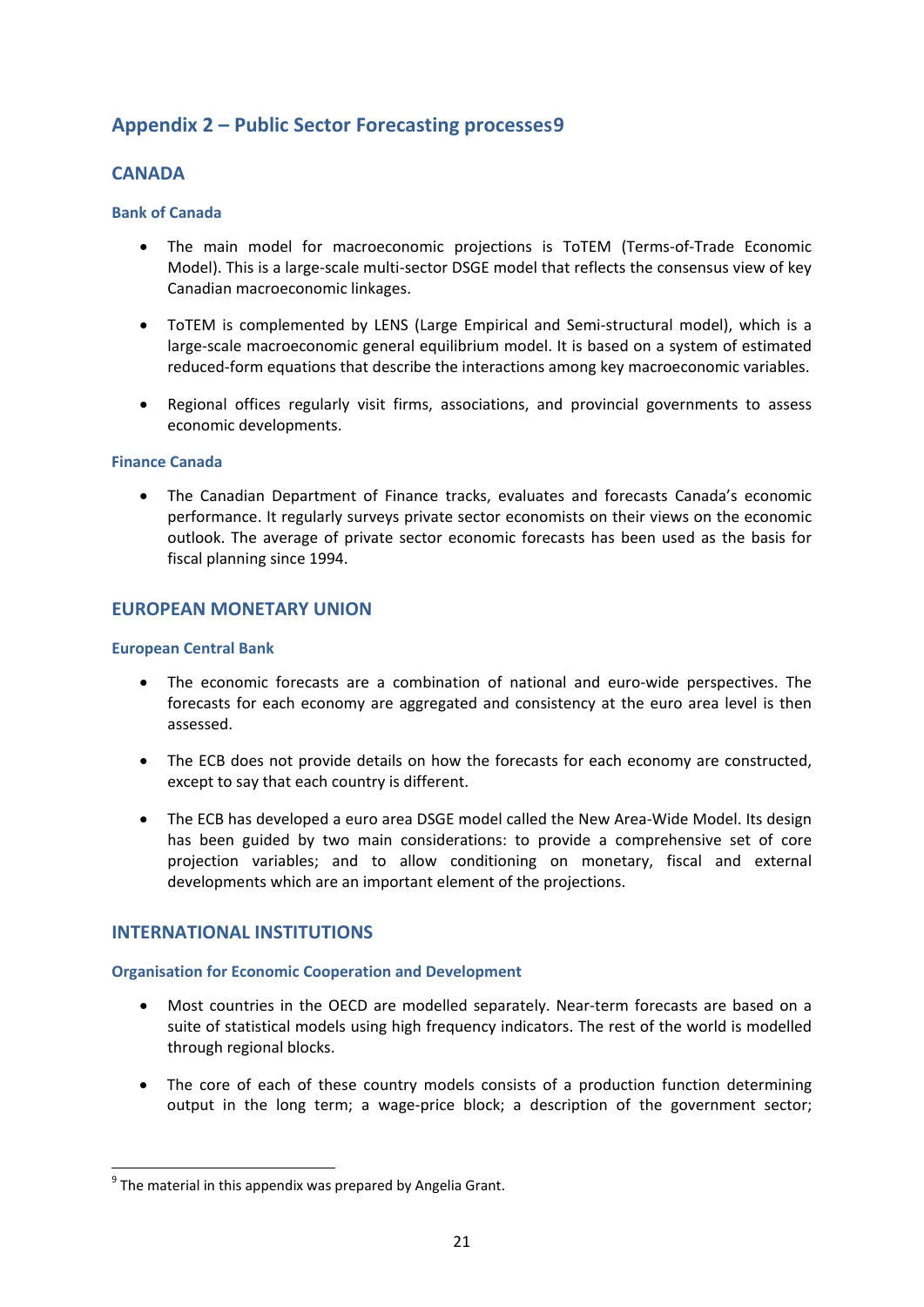## Appendix 2 – Public Sector Forecasting processes[9]

### CANADA

#### Bank of Canada

- The main model for macroeconomic projections is ToTEM (Terms-of-Trade Economic Model). This is a large-scale multi-sector DSGE model that reflects the consensus view of key Canadian macroeconomic linkages.

- ToTEM is complemented by LENS (Large Empirical and Semi-structural model), which is a large-scale macroeconomic general equilibrium model. It is based on a system of estimated reduced-form equations that describe the interactions among key macroeconomic variables.

- Regional offices regularly visit firms, associations, and provincial governments to assess economic developments.

#### Finance Canada

- The Canadian Department of Finance tracks, evaluates and forecasts Canada's economic performance. It regularly surveys private sector economists on their views on the economic outlook. The average of private sector economic forecasts has been used as the basis for fiscal planning since 1994.

### EUROPEAN MONETARY UNION

#### European Central Bank

- The economic forecasts are a combination of national and euro-wide perspectives. The forecasts for each economy are aggregated and consistency at the euro area level is then assessed.

- The ECB does not provide details on how the forecasts for each economy are constructed, except to say that each country is different.

- The ECB has developed a euro area DSGE model called the New Area-Wide Model. Its design has been guided by two main considerations: to provide a comprehensive set of core projection variables; and to allow conditioning on monetary, fiscal and external developments which are an important element of the projections.

### INTERNATIONAL INSTITUTIONS

#### Organisation for Economic Cooperation and Development

- Most countries in the OECD are modelled separately. Near-term forecasts are based on a suite of statistical models using high frequency indicators. The rest of the world is modelled through regional blocks.

- The core of each of these country models consists of a production function determining output in the long term; a wage-price block; a description of the government sector;

[9] The material in this appendix was prepared by Angelia Grant.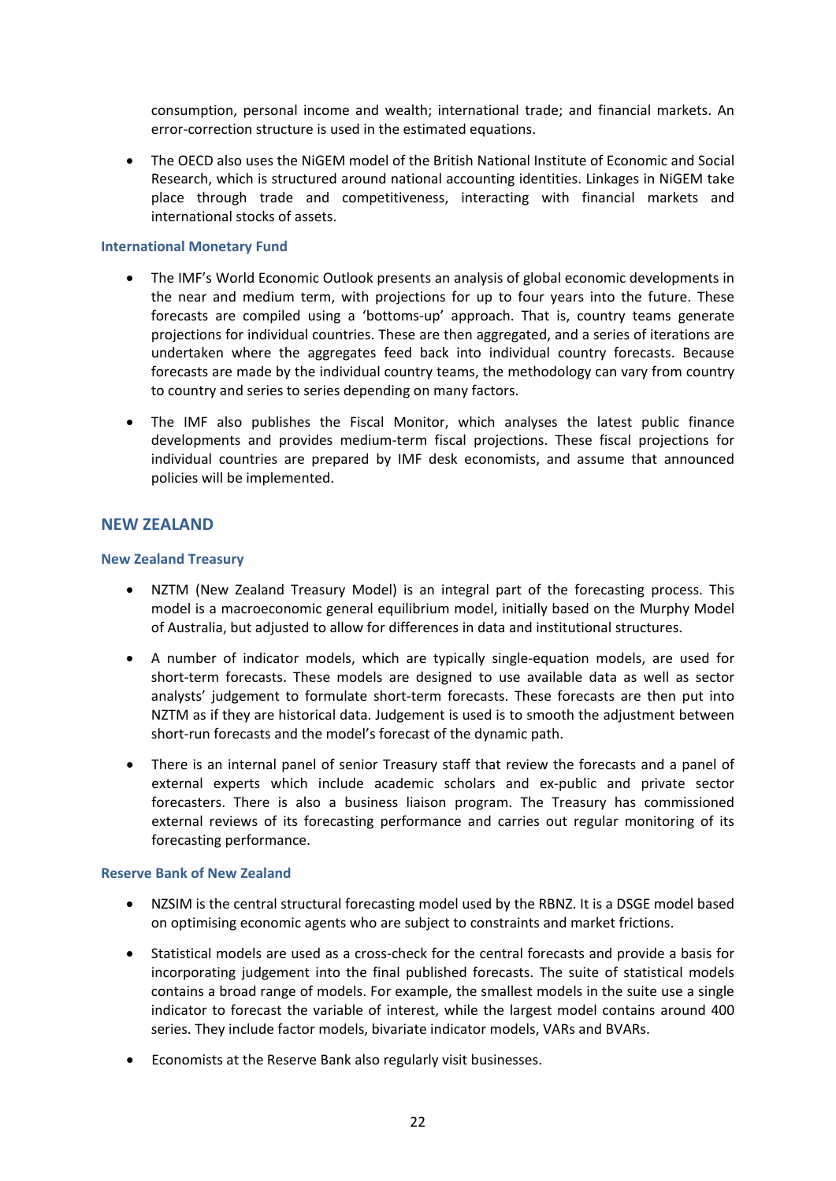consumption, personal income and wealth; international trade; and financial markets. An error-correction structure is used in the estimated equations.

- The OECD also uses the NiGEM model of the British National Institute of Economic and Social Research, which is structured around national accounting identities. Linkages in NiGEM take place through trade and competitiveness, interacting with financial markets and international stocks of assets.

### International Monetary Fund

- The IMF's World Economic Outlook presents an analysis of global economic developments in the near and medium term, with projections for up to four years into the future. These forecasts are compiled using a 'bottoms-up' approach. That is, country teams generate projections for individual countries. These are then aggregated, and a series of iterations are undertaken where the aggregates feed back into individual country forecasts. Because forecasts are made by the individual country teams, the methodology can vary from country to country and series to series depending on many factors.

- The IMF also publishes the Fiscal Monitor, which analyses the latest public finance developments and provides medium-term fiscal projections. These fiscal projections for individual countries are prepared by IMF desk economists, and assume that announced policies will be implemented.

## NEW ZEALAND

### New Zealand Treasury

- NZTM (New Zealand Treasury Model) is an integral part of the forecasting process. This model is a macroeconomic general equilibrium model, initially based on the Murphy Model of Australia, but adjusted to allow for differences in data and institutional structures.

- A number of indicator models, which are typically single-equation models, are used for short-term forecasts. These models are designed to use available data as well as sector analysts' judgement to formulate short-term forecasts. These forecasts are then put into NZTM as if they are historical data. Judgement is used is to smooth the adjustment between short-run forecasts and the model's forecast of the dynamic path.

- There is an internal panel of senior Treasury staff that review the forecasts and a panel of external experts which include academic scholars and ex-public and private sector forecasters. There is also a business liaison program. The Treasury has commissioned external reviews of its forecasting performance and carries out regular monitoring of its forecasting performance.

### Reserve Bank of New Zealand

- NZSIM is the central structural forecasting model used by the RBNZ. It is a DSGE model based on optimising economic agents who are subject to constraints and market frictions.

- Statistical models are used as a cross-check for the central forecasts and provide a basis for incorporating judgement into the final published forecasts. The suite of statistical models contains a broad range of models. For example, the smallest models in the suite use a single indicator to forecast the variable of interest, while the largest model contains around 400 series. They include factor models, bivariate indicator models, VARs and BVARs.

- Economists at the Reserve Bank also regularly visit businesses.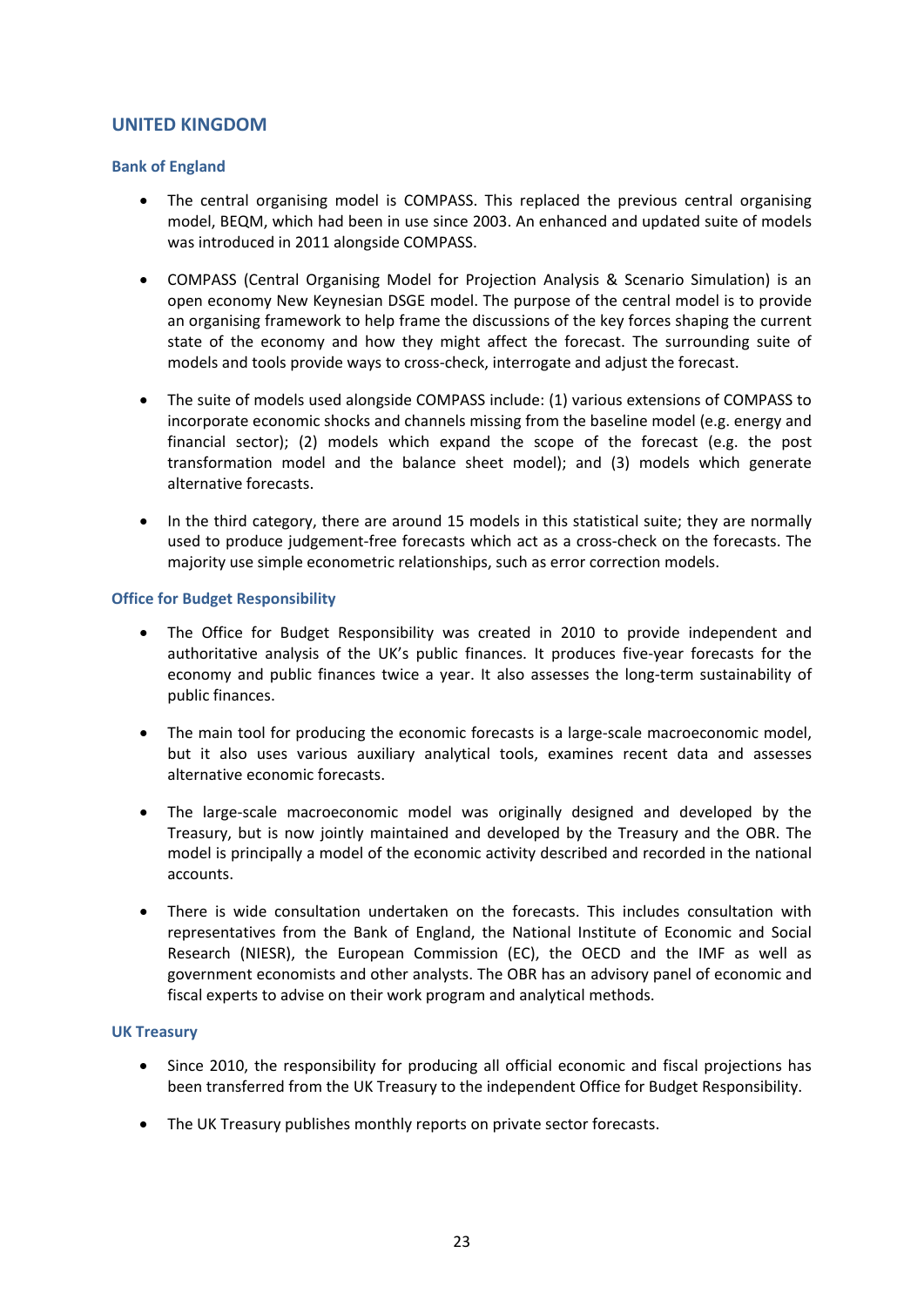## UNITED KINGDOM

### Bank of England

- The central organising model is COMPASS. This replaced the previous central organising model, BEQM, which had been in use since 2003. An enhanced and updated suite of models was introduced in 2011 alongside COMPASS.

- COMPASS (Central Organising Model for Projection Analysis & Scenario Simulation) is an open economy New Keynesian DSGE model. The purpose of the central model is to provide an organising framework to help frame the discussions of the key forces shaping the current state of the economy and how they might affect the forecast. The surrounding suite of models and tools provide ways to cross-check, interrogate and adjust the forecast.

- The suite of models used alongside COMPASS include: (1) various extensions of COMPASS to incorporate economic shocks and channels missing from the baseline model (e.g. energy and financial sector); (2) models which expand the scope of the forecast (e.g. the post transformation model and the balance sheet model); and (3) models which generate alternative forecasts.

- In the third category, there are around 15 models in this statistical suite; they are normally used to produce judgement-free forecasts which act as a cross-check on the forecasts. The majority use simple econometric relationships, such as error correction models.

### Office for Budget Responsibility

- The Office for Budget Responsibility was created in 2010 to provide independent and authoritative analysis of the UK's public finances. It produces five-year forecasts for the economy and public finances twice a year. It also assesses the long-term sustainability of public finances.

- The main tool for producing the economic forecasts is a large-scale macroeconomic model, but it also uses various auxiliary analytical tools, examines recent data and assesses alternative economic forecasts.

- The large-scale macroeconomic model was originally designed and developed by the Treasury, but is now jointly maintained and developed by the Treasury and the OBR. The model is principally a model of the economic activity described and recorded in the national accounts.

- There is wide consultation undertaken on the forecasts. This includes consultation with representatives from the Bank of England, the National Institute of Economic and Social Research (NIESR), the European Commission (EC), the OECD and the IMF as well as government economists and other analysts. The OBR has an advisory panel of economic and fiscal experts to advise on their work program and analytical methods.

### UK Treasury

- Since 2010, the responsibility for producing all official economic and fiscal projections has been transferred from the UK Treasury to the independent Office for Budget Responsibility.

- The UK Treasury publishes monthly reports on private sector forecasts.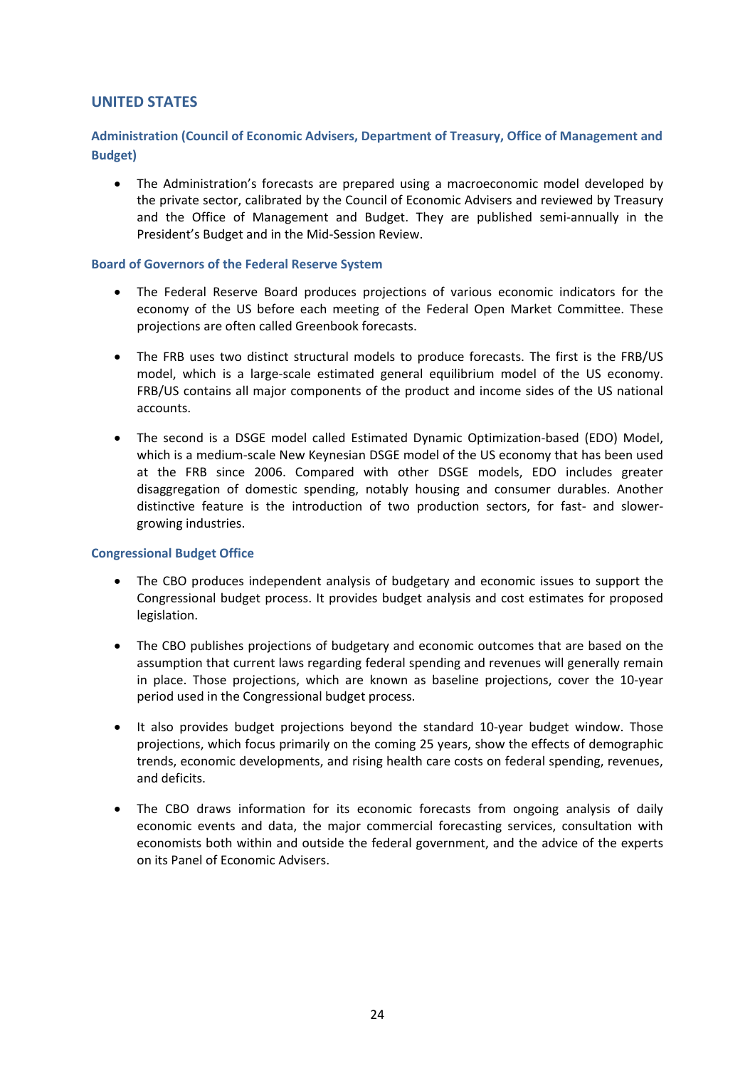## UNITED STATES

### Administration (Council of Economic Advisers, Department of Treasury, Office of Management and Budget)

- The Administration's forecasts are prepared using a macroeconomic model developed by the private sector, calibrated by the Council of Economic Advisers and reviewed by Treasury and the Office of Management and Budget. They are published semi-annually in the President's Budget and in the Mid-Session Review.

### Board of Governors of the Federal Reserve System

- The Federal Reserve Board produces projections of various economic indicators for the economy of the US before each meeting of the Federal Open Market Committee. These projections are often called Greenbook forecasts.

- The FRB uses two distinct structural models to produce forecasts. The first is the FRB/US model, which is a large-scale estimated general equilibrium model of the US economy. FRB/US contains all major components of the product and income sides of the US national accounts.

- The second is a DSGE model called Estimated Dynamic Optimization-based (EDO) Model, which is a medium-scale New Keynesian DSGE model of the US economy that has been used at the FRB since 2006. Compared with other DSGE models, EDO includes greater disaggregation of domestic spending, notably housing and consumer durables. Another distinctive feature is the introduction of two production sectors, for fast- and slower-growing industries.

### Congressional Budget Office

- The CBO produces independent analysis of budgetary and economic issues to support the Congressional budget process. It provides budget analysis and cost estimates for proposed legislation.

- The CBO publishes projections of budgetary and economic outcomes that are based on the assumption that current laws regarding federal spending and revenues will generally remain in place. Those projections, which are known as baseline projections, cover the 10-year period used in the Congressional budget process.

- It also provides budget projections beyond the standard 10-year budget window. Those projections, which focus primarily on the coming 25 years, show the effects of demographic trends, economic developments, and rising health care costs on federal spending, revenues, and deficits.

- The CBO draws information for its economic forecasts from ongoing analysis of daily economic events and data, the major commercial forecasting services, consultation with economists both within and outside the federal government, and the advice of the experts on its Panel of Economic Advisers.